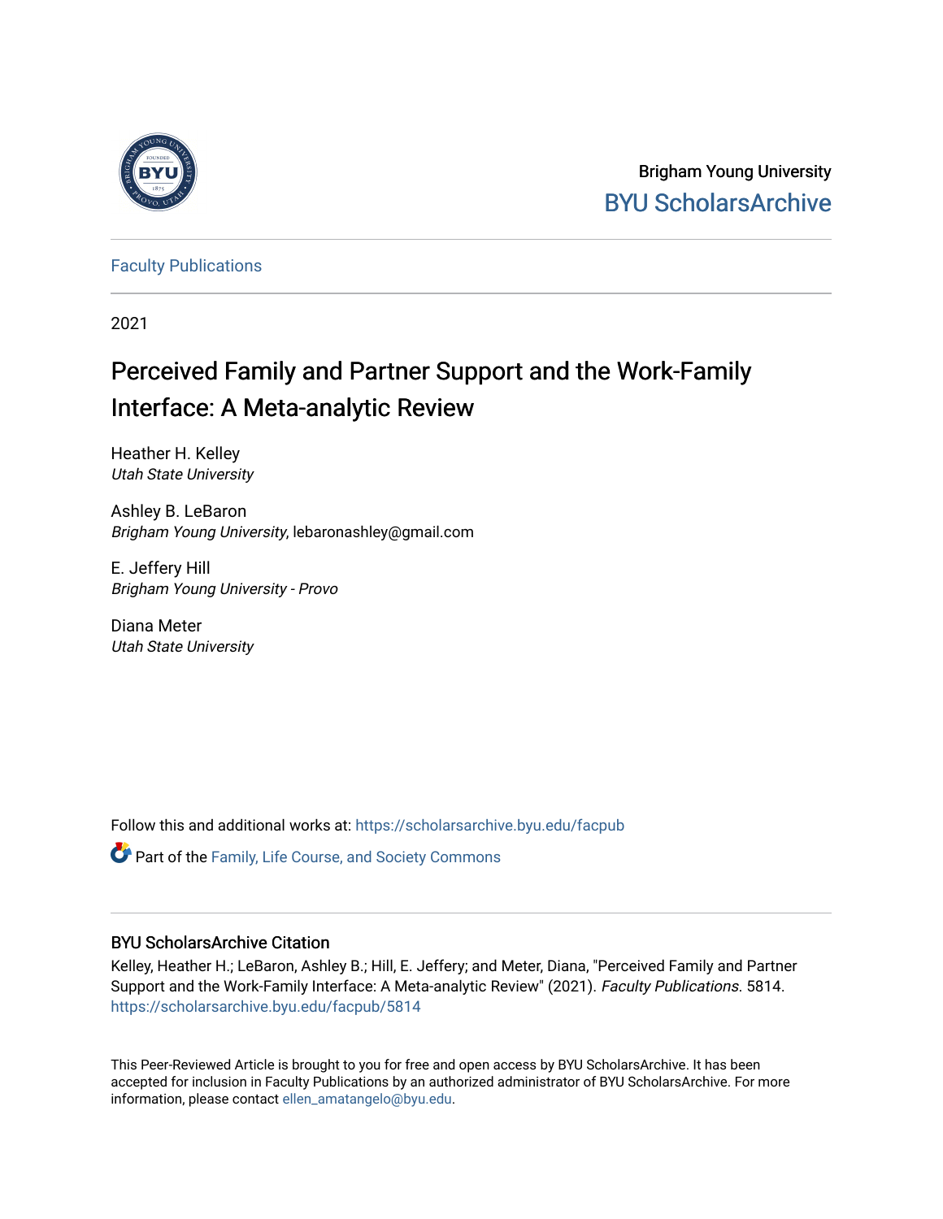Brigham Young University

BYU ScholarsArchive

Faculty Publications

2021

# Perceived Family and Partner Support and the Work-Family Interface: A Meta-analytic Review

Heather H. Kelley
*Utah State University*

Ashley B. LeBaron
*Brigham Young University*, lebaronashley@gmail.com

E. Jeffery Hill
*Brigham Young University - Provo*

Diana Meter
*Utah State University*

Follow this and additional works at: https://scholarsarchive.byu.edu/facpub

Part of the Family, Life Course, and Society Commons

## BYU ScholarsArchive Citation

Kelley, Heather H.; LeBaron, Ashley B.; Hill, E. Jeffery; and Meter, Diana, "Perceived Family and Partner Support and the Work-Family Interface: A Meta-analytic Review" (2021). *Faculty Publications*. 5814.
https://scholarsarchive.byu.edu/facpub/5814

This Peer-Reviewed Article is brought to you for free and open access by BYU ScholarsArchive. It has been accepted for inclusion in Faculty Publications by an authorized administrator of BYU ScholarsArchive. For more information, please contact ellen_amatangelo@byu.edu.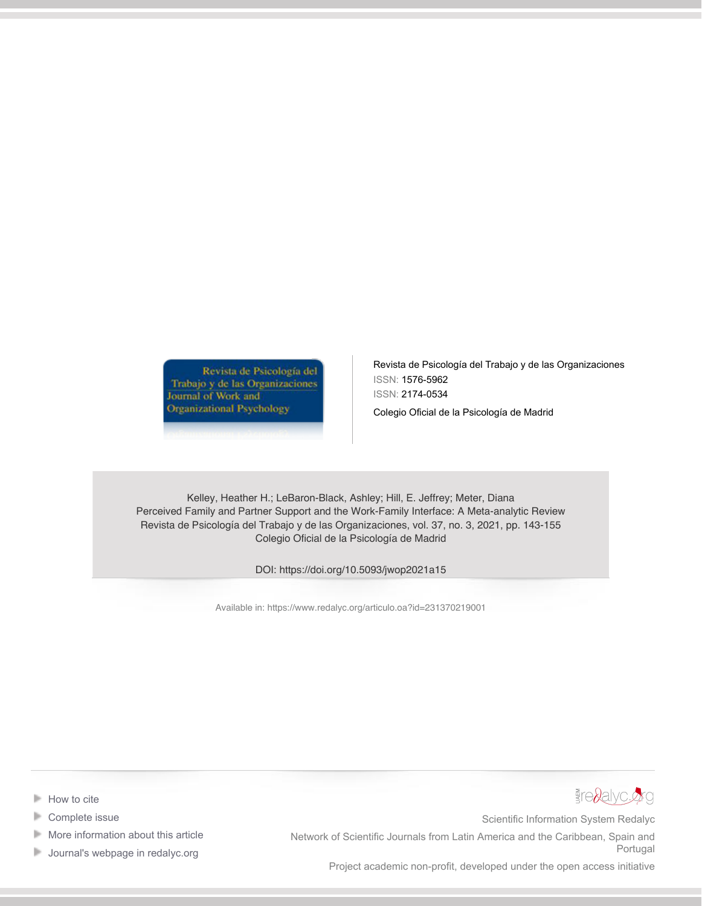Revista de Psicología del Trabajo y de las Organizaciones

ISSN: 1576-5962

ISSN: 2174-0534

Colegio Oficial de la Psicología de Madrid

Kelley, Heather H.; LeBaron-Black, Ashley; Hill, E. Jeffrey; Meter, Diana

Perceived Family and Partner Support and the Work-Family Interface: A Meta-analytic Review

Revista de Psicología del Trabajo y de las Organizaciones, vol. 37, no. 3, 2021, pp. 143-155

Colegio Oficial de la Psicología de Madrid

DOI: https://doi.org/10.5093/jwop2021a15

Available in: https://www.redalyc.org/articulo.oa?id=231370219001

- How to cite
- Complete issue
- More information about this article
- Journal's webpage in redalyc.org

Scientific Information System Redalyc

Network of Scientific Journals from Latin America and the Caribbean, Spain and Portugal

Project academic non-profit, developed under the open access initiative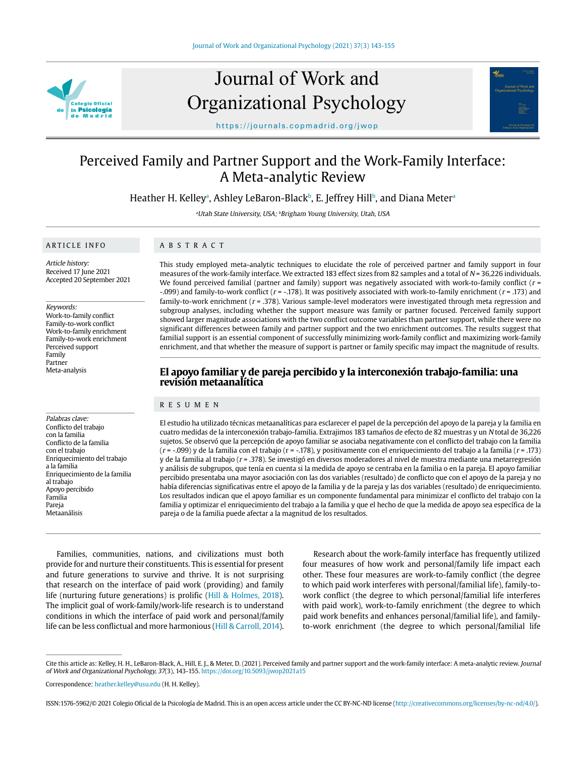# Perceived Family and Partner Support and the Work-Family Interface: A Meta-analytic Review

Heather H. Kelley[a], Ashley LeBaron-Black[b], E. Jeffrey Hill[b], and Diana Meter[a]

[a]Utah State University, USA; [b]Brigham Young University, Utah, USA

## ARTICLE INFO

*Article history:*
Received 17 June 2021
Accepted 20 September 2021

*Keywords:*
Work-to-family conflict
Family-to-work conflict
Work-to-family enrichment
Family-to-work enrichment
Perceived support
Family
Partner
Meta-analysis

## ABSTRACT

This study employed meta-analytic techniques to elucidate the role of perceived partner and family support in four measures of the work-family interface. We extracted 183 effect sizes from 82 samples and a total of $N$ = 36,226 individuals. We found perceived familial (partner and family) support was negatively associated with work-to-family conflict ($r$ = -.099) and family-to-work conflict ($r$ = -.178). It was positively associated with work-to-family enrichment ($r$ = .173) and family-to-work enrichment ($r$ = .378). Various sample-level moderators were investigated through meta regression and subgroup analyses, including whether the support measure was family or partner focused. Perceived family support showed larger magnitude associations with the two conflict outcome variables than partner support, while there were no significant differences between family and partner support and the two enrichment outcomes. The results suggest that familial support is an essential component of successfully minimizing work-family conflict and maximizing work-family enrichment, and that whether the measure of support is partner or family specific may impact the magnitude of results.

## El apoyo familiar y de pareja percibido y la interconexión trabajo-familia: una revisión metaanalítica

*Palabras clave:*
Conflicto del trabajo con la familia
Conflicto de la familia con el trabajo
Enriquecimiento del trabajo a la familia
Enriquecimiento de la familia al trabajo
Apoyo percibido
Familia
Pareja
Metaanálisis

## RESUMEN

El estudio ha utilizado técnicas metaanalíticas para esclarecer el papel de la percepción del apoyo de la pareja y la familia en cuatro medidas de la interconexión trabajo-familia. Extrajimos 183 tamaños de efecto de 82 muestras y un $N$ total de 36,226 sujetos. Se observó que la percepción de apoyo familiar se asociaba negativamente con el conflicto del trabajo con la familia ($r$ = -.099) y de la familia con el trabajo (r = -.178), y positivamente con el enriquecimiento del trabajo a la familia ($r$ = .173) y de la familia al trabajo ($r$ = .378). Se investigó en diversos moderadores al nivel de muestra mediante una metarregresión y análisis de subgrupos, que tenía en cuenta si la medida de apoyo se centraba en la familia o en la pareja. El apoyo familiar percibido presentaba una mayor asociación con las dos variables (resultado) de conflicto que con el apoyo de la pareja y no había diferencias significativas entre el apoyo de la familia y de la pareja y las dos variables (resultado) de enriquecimiento. Los resultados indican que el apoyo familiar es un componente fundamental para minimizar el conflicto del trabajo con la familia y optimizar el enriquecimiento del trabajo a la familia y que el hecho de que la medida de apoyo sea específica de la pareja o de la familia puede afectar a la magnitud de los resultados.

Families, communities, nations, and civilizations must both provide for and nurture their constituents. This is essential for present and future generations to survive and thrive. It is not surprising that research on the interface of paid work (providing) and family life (nurturing future generations) is prolific (Hill & Holmes, 2018). The implicit goal of work-family/work-life research is to understand conditions in which the interface of paid work and personal/family life can be less conflictual and more harmonious (Hill & Carroll, 2014).

Research about the work-family interface has frequently utilized four measures of how work and personal/family life impact each other. These four measures are work-to-family conflict (the degree to which paid work interferes with personal/familial life), family-to-work conflict (the degree to which personal/familial life interferes with paid work), work-to-family enrichment (the degree to which paid work benefits and enhances personal/familial life), and family-to-work enrichment (the degree to which personal/familial life

Cite this article as: Kelley, H. H., LeBaron-Black, A., Hill, E. J., & Meter, D. (2021). Perceived family and partner support and the work-family interface: A meta-analytic review. *Journal of Work and Organizational Psychology, 37*(3), 143-155. https://doi.org/10.5093/jwop2021a15

Correspondence: heather.kelley@usu.edu (H. H. Kelley).

ISSN:1576-5962/© 2021 Colegio Oficial de la Psicología de Madrid. This is an open access article under the CC BY-NC-ND license (http://creativecommons.org/licenses/by-nc-nd/4.0/).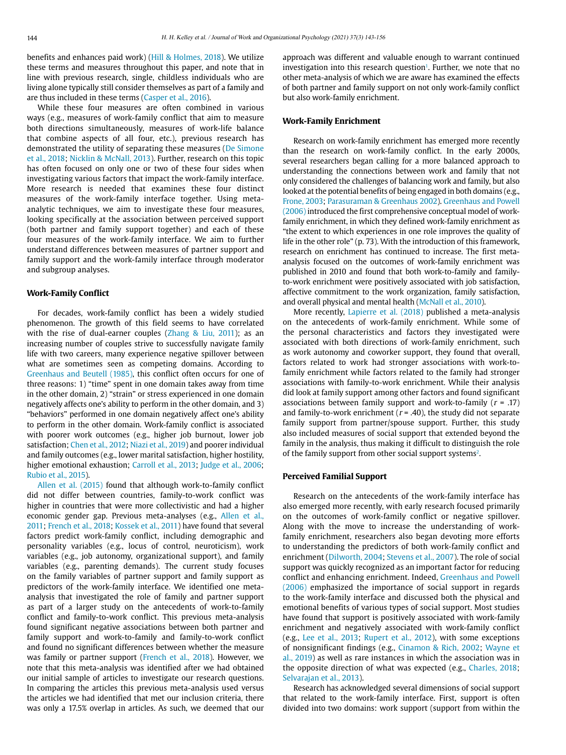benefits and enhances paid work) (Hill & Holmes, 2018). We utilize these terms and measures throughout this paper, and note that in line with previous research, single, childless individuals who are living alone typically still consider themselves as part of a family and are thus included in these terms (Casper et al., 2016).

While these four measures are often combined in various ways (e.g., measures of work-family conflict that aim to measure both directions simultaneously, measures of work-life balance that combine aspects of all four, etc.), previous research has demonstrated the utility of separating these measures (De Simone et al., 2018; Nicklin & McNall, 2013). Further, research on this topic has often focused on only one or two of these four sides when investigating various factors that impact the work-family interface. More research is needed that examines these four distinct measures of the work-family interface together. Using meta-analytic techniques, we aim to investigate these four measures, looking specifically at the association between perceived support (both partner and family support together) and each of these four measures of the work-family interface. We aim to further understand differences between measures of partner support and family support and the work-family interface through moderator and subgroup analyses.

## Work-Family Conflict

For decades, work-family conflict has been a widely studied phenomenon. The growth of this field seems to have correlated with the rise of dual-earner couples (Zhang & Liu, 2011); as an increasing number of couples strive to successfully navigate family life with two careers, many experience negative spillover between what are sometimes seen as competing domains. According to Greenhaus and Beutell (1985), this conflict often occurs for one of three reasons: 1) "time" spent in one domain takes away from time in the other domain, 2) "strain" or stress experienced in one domain negatively affects one's ability to perform in the other domain, and 3) "behaviors" performed in one domain negatively affect one's ability to perform in the other domain. Work-family conflict is associated with poorer work outcomes (e.g., higher job burnout, lower job satisfaction; Chen et al., 2012; Niazi et al., 2019) and poorer individual and family outcomes (e.g., lower marital satisfaction, higher hostility, higher emotional exhaustion; Carroll et al., 2013; Judge et al., 2006; Rubio et al., 2015).

Allen et al. (2015) found that although work-to-family conflict did not differ between countries, family-to-work conflict was higher in countries that were more collectivistic and had a higher economic gender gap. Previous meta-analyses (e.g., Allen et al., 2011; French et al., 2018; Kossek et al., 2011) have found that several factors predict work-family conflict, including demographic and personality variables (e.g., locus of control, neuroticism), work variables (e.g., job autonomy, organizational support), and family variables (e.g., parenting demands). The current study focuses on the family variables of partner support and family support as predictors of the work-family interface. We identified one meta-analysis that investigated the role of family and partner support as part of a larger study on the antecedents of work-to-family conflict and family-to-work conflict. This previous meta-analysis found significant negative associations between both partner and family support and work-to-family and family-to-work conflict and found no significant differences between whether the measure was family or partner support (French et al., 2018). However, we note that this meta-analysis was identified after we had obtained our initial sample of articles to investigate our research questions. In comparing the articles this previous meta-analysis used versus the articles we had identified that met our inclusion criteria, there was only a 17.5% overlap in articles. As such, we deemed that our approach was different and valuable enough to warrant continued investigation into this research question[1]. Further, we note that no other meta-analysis of which we are aware has examined the effects of both partner and family support on not only work-family conflict but also work-family enrichment.

## Work-Family Enrichment

Research on work-family enrichment has emerged more recently than the research on work-family conflict. In the early 2000s, several researchers began calling for a more balanced approach to understanding the connections between work and family that not only considered the challenges of balancing work and family, but also looked at the potential benefits of being engaged in both domains (e.g., Frone, 2003; Parasuraman & Greenhaus 2002). Greenhaus and Powell (2006) introduced the first comprehensive conceptual model of work-family enrichment, in which they defined work-family enrichment as "the extent to which experiences in one role improves the quality of life in the other role" (p. 73). With the introduction of this framework, research on enrichment has continued to increase. The first meta-analysis focused on the outcomes of work-family enrichment was published in 2010 and found that both work-to-family and family-to-work enrichment were positively associated with job satisfaction, affective commitment to the work organization, family satisfaction, and overall physical and mental health (McNall et al., 2010).

More recently, Lapierre et al. (2018) published a meta-analysis on the antecedents of work-family enrichment. While some of the personal characteristics and factors they investigated were associated with both directions of work-family enrichment, such as work autonomy and coworker support, they found that overall, factors related to work had stronger associations with work-to-family enrichment while factors related to the family had stronger associations with family-to-work enrichment. While their analysis did look at family support among other factors and found significant associations between family support and work-to-family ($r$ = .17) and family-to-work enrichment ($r$ = .40), the study did not separate family support from partner/spouse support. Further, this study also included measures of social support that extended beyond the family in the analysis, thus making it difficult to distinguish the role of the family support from other social support systems[2].

## Perceived Familial Support

Research on the antecedents of the work-family interface has also emerged more recently, with early research focused primarily on the outcomes of work-family conflict or negative spillover. Along with the move to increase the understanding of work-family enrichment, researchers also began devoting more efforts to understanding the predictors of both work-family conflict and enrichment (Dilworth, 2004; Stevens et al., 2007). The role of social support was quickly recognized as an important factor for reducing conflict and enhancing enrichment. Indeed, Greenhaus and Powell (2006) emphasized the importance of social support in regards to the work-family interface and discussed both the physical and emotional benefits of various types of social support. Most studies have found that support is positively associated with work-family enrichment and negatively associated with work-family conflict (e.g., Lee et al., 2013; Rupert et al., 2012), with some exceptions of nonsignificant findings (e.g., Cinamon & Rich, 2002; Wayne et al., 2019) as well as rare instances in which the association was in the opposite direction of what was expected (e.g., Charles, 2018; Selvarajan et al., 2013).

Research has acknowledged several dimensions of social support that related to the work-family interface. First, support is often divided into two domains: work support (support from within the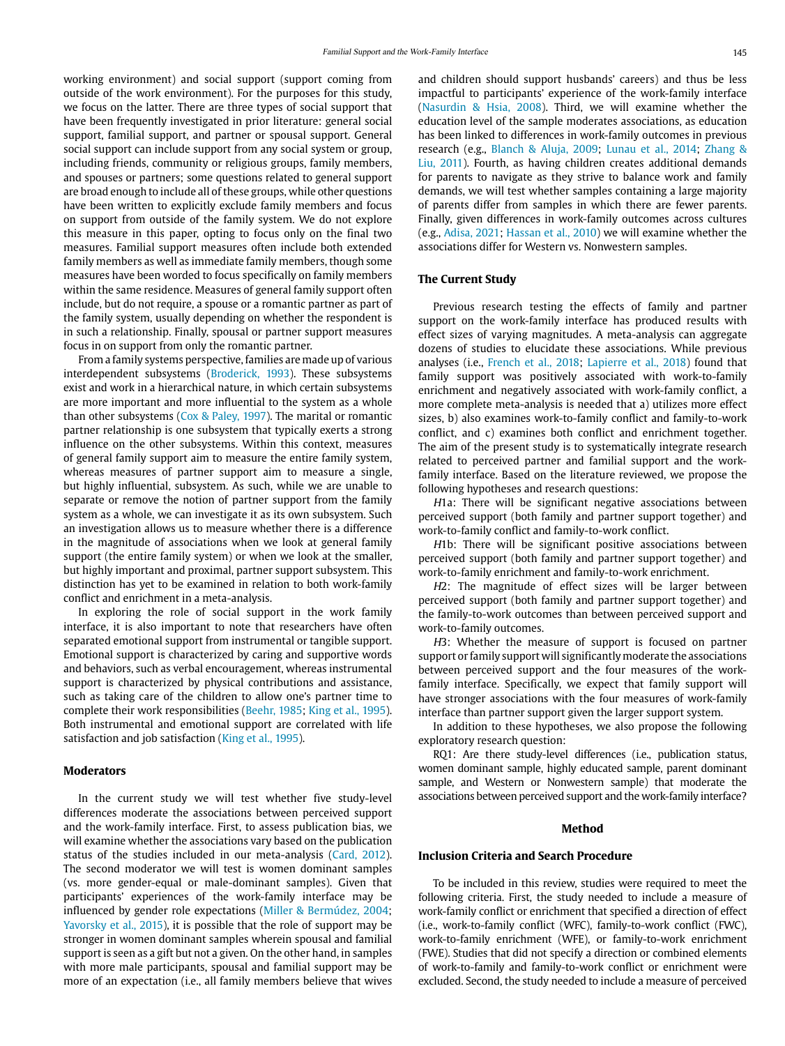working environment) and social support (support coming from outside of the work environment). For the purposes for this study, we focus on the latter. There are three types of social support that have been frequently investigated in prior literature: general social support, familial support, and partner or spousal support. General social support can include support from any social system or group, including friends, community or religious groups, family members, and spouses or partners; some questions related to general support are broad enough to include all of these groups, while other questions have been written to explicitly exclude family members and focus on support from outside of the family system. We do not explore this measure in this paper, opting to focus only on the final two measures. Familial support measures often include both extended family members as well as immediate family members, though some measures have been worded to focus specifically on family members within the same residence. Measures of general family support often include, but do not require, a spouse or a romantic partner as part of the family system, usually depending on whether the respondent is in such a relationship. Finally, spousal or partner support measures focus in on support from only the romantic partner.

From a family systems perspective, families are made up of various interdependent subsystems (Broderick, 1993). These subsystems exist and work in a hierarchical nature, in which certain subsystems are more important and more influential to the system as a whole than other subsystems (Cox & Paley, 1997). The marital or romantic partner relationship is one subsystem that typically exerts a strong influence on the other subsystems. Within this context, measures of general family support aim to measure the entire family system, whereas measures of partner support aim to measure a single, but highly influential, subsystem. As such, while we are unable to separate or remove the notion of partner support from the family system as a whole, we can investigate it as its own subsystem. Such an investigation allows us to measure whether there is a difference in the magnitude of associations when we look at general family support (the entire family system) or when we look at the smaller, but highly important and proximal, partner support subsystem. This distinction has yet to be examined in relation to both work-family conflict and enrichment in a meta-analysis.

In exploring the role of social support in the work family interface, it is also important to note that researchers have often separated emotional support from instrumental or tangible support. Emotional support is characterized by caring and supportive words and behaviors, such as verbal encouragement, whereas instrumental support is characterized by physical contributions and assistance, such as taking care of the children to allow one's partner time to complete their work responsibilities (Beehr, 1985; King et al., 1995). Both instrumental and emotional support are correlated with life satisfaction and job satisfaction (King et al., 1995).

### Moderators

In the current study we will test whether five study-level differences moderate the associations between perceived support and the work-family interface. First, to assess publication bias, we will examine whether the associations vary based on the publication status of the studies included in our meta-analysis (Card, 2012). The second moderator we will test is women dominant samples (vs. more gender-equal or male-dominant samples). Given that participants' experiences of the work-family interface may be influenced by gender role expectations (Miller & Bermúdez, 2004; Yavorsky et al., 2015), it is possible that the role of support may be stronger in women dominant samples wherein spousal and familial support is seen as a gift but not a given. On the other hand, in samples with more male participants, spousal and familial support may be more of an expectation (i.e., all family members believe that wives and children should support husbands' careers) and thus be less impactful to participants' experience of the work-family interface (Nasurdin & Hsia, 2008). Third, we will examine whether the education level of the sample moderates associations, as education has been linked to differences in work-family outcomes in previous research (e.g., Blanch & Aluja, 2009; Lunau et al., 2014; Zhang & Liu, 2011). Fourth, as having children creates additional demands for parents to navigate as they strive to balance work and family demands, we will test whether samples containing a large majority of parents differ from samples in which there are fewer parents. Finally, given differences in work-family outcomes across cultures (e.g., Adisa, 2021; Hassan et al., 2010) we will examine whether the associations differ for Western vs. Nonwestern samples.

### The Current Study

Previous research testing the effects of family and partner support on the work-family interface has produced results with effect sizes of varying magnitudes. A meta-analysis can aggregate dozens of studies to elucidate these associations. While previous analyses (i.e., French et al., 2018; Lapierre et al., 2018) found that family support was positively associated with work-to-family enrichment and negatively associated with work-family conflict, a more complete meta-analysis is needed that a) utilizes more effect sizes, b) also examines work-to-family conflict and family-to-work conflict, and c) examines both conflict and enrichment together. The aim of the present study is to systematically integrate research related to perceived partner and familial support and the work-family interface. Based on the literature reviewed, we propose the following hypotheses and research questions:

*H*1a: There will be significant negative associations between perceived support (both family and partner support together) and work-to-family conflict and family-to-work conflict.

*H*1b: There will be significant positive associations between perceived support (both family and partner support together) and work-to-family enrichment and family-to-work enrichment.

*H*2: The magnitude of effect sizes will be larger between perceived support (both family and partner support together) and the family-to-work outcomes than between perceived support and work-to-family outcomes.

*H*3: Whether the measure of support is focused on partner support or family support will significantly moderate the associations between perceived support and the four measures of the work-family interface. Specifically, we expect that family support will have stronger associations with the four measures of work-family interface than partner support given the larger support system.

In addition to these hypotheses, we also propose the following exploratory research question:

RQ1: Are there study-level differences (i.e., publication status, women dominant sample, highly educated sample, parent dominant sample, and Western or Nonwestern sample) that moderate the associations between perceived support and the work-family interface?

## Method

### Inclusion Criteria and Search Procedure

To be included in this review, studies were required to meet the following criteria. First, the study needed to include a measure of work-family conflict or enrichment that specified a direction of effect (i.e., work-to-family conflict (WFC), family-to-work conflict (FWC), work-to-family enrichment (WFE), or family-to-work enrichment (FWE). Studies that did not specify a direction or combined elements of work-to-family and family-to-work conflict or enrichment were excluded. Second, the study needed to include a measure of perceived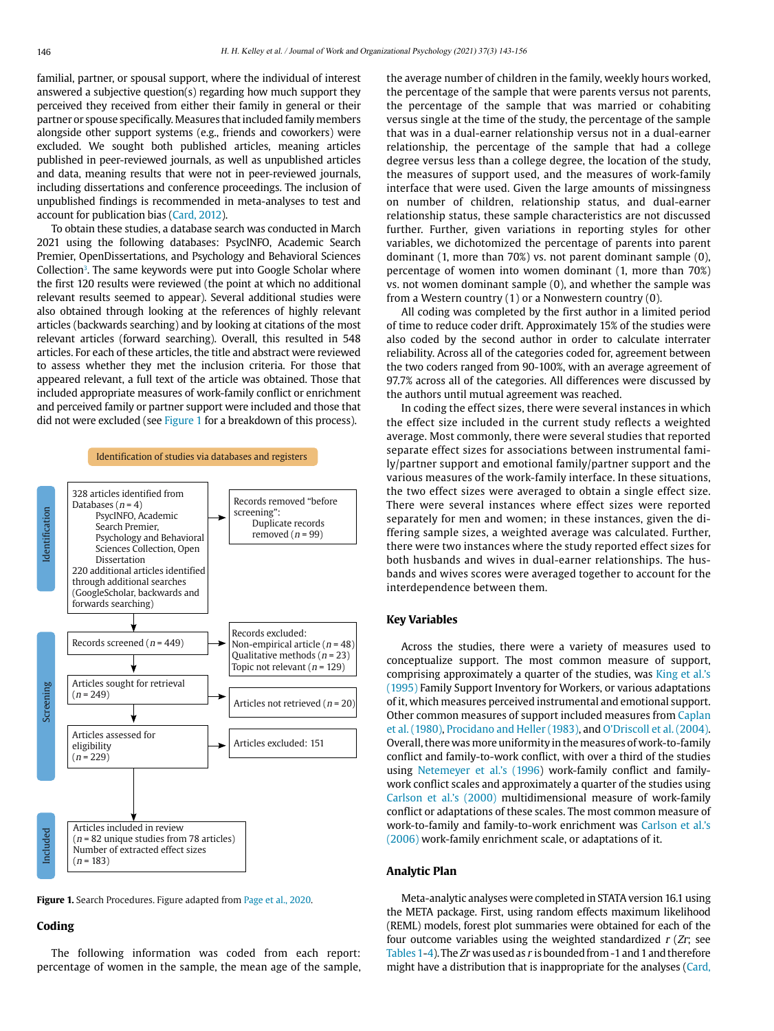familial, partner, or spousal support, where the individual of interest answered a subjective question(s) regarding how much support they perceived they received from either their family in general or their partner or spouse specifically. Measures that included family members alongside other support systems (e.g., friends and coworkers) were excluded. We sought both published articles, meaning articles published in peer-reviewed journals, as well as unpublished articles and data, meaning results that were not in peer-reviewed journals, including dissertations and conference proceedings. The inclusion of unpublished findings is recommended in meta-analyses to test and account for publication bias (Card, 2012).

To obtain these studies, a database search was conducted in March 2021 using the following databases: PsycINFO, Academic Search Premier, OpenDissertations, and Psychology and Behavioral Sciences Collection[3]. The same keywords were put into Google Scholar where the first 120 results were reviewed (the point at which no additional relevant results seemed to appear). Several additional studies were also obtained through looking at the references of highly relevant articles (backwards searching) and by looking at citations of the most relevant articles (forward searching). Overall, this resulted in 548 articles. For each of these articles, the title and abstract were reviewed to assess whether they met the inclusion criteria. For those that appeared relevant, a full text of the article was obtained. Those that included appropriate measures of work-family conflict or enrichment and perceived family or partner support were included and those that did not were excluded (see Figure 1 for a breakdown of this process).

**Identification of studies via databases and registers**

**Identification**

- 328 articles identified from Databases ($n$ = 4): PsycINFO, Academic Search Premier, Psychology and Behavioral Sciences Collection, Open Dissertation. 220 additional articles identified through additional searches (GoogleScholar, backwards and forwards searching)
- Records removed "before screening": Duplicate records removed ($n$ = 99)

**Screening**

- Records screened ($n$ = 449)
- Records excluded: Non-empirical article ($n$ = 48), Qualitative methods ($n$ = 23), Topic not relevant ($n$ = 129)
- Articles sought for retrieval ($n$ = 249)
- Articles not retrieved ($n$ = 20)
- Articles assessed for eligibility ($n$ = 229)
- Articles excluded: 151

**Included**

- Articles included in review ($n$ = 82 unique studies from 78 articles). Number of extracted effect sizes ($n$ = 183)

**Figure 1.** Search Procedures. Figure adapted from Page et al., 2020.

## Coding

The following information was coded from each report: percentage of women in the sample, the mean age of the sample, the average number of children in the family, weekly hours worked, the percentage of the sample that were parents versus not parents, the percentage of the sample that was married or cohabiting versus single at the time of the study, the percentage of the sample that was in a dual-earner relationship versus not in a dual-earner relationship, the percentage of the sample that had a college degree versus less than a college degree, the location of the study, the measures of support used, and the measures of work-family interface that were used. Given the large amounts of missingness on number of children, relationship status, and dual-earner relationship status, these sample characteristics are not discussed further. Further, given variations in reporting styles for other variables, we dichotomized the percentage of parents into parent dominant (1, more than 70%) vs. not parent dominant sample (0), percentage of women into women dominant (1, more than 70%) vs. not women dominant sample (0), and whether the sample was from a Western country (1) or a Nonwestern country (0).

All coding was completed by the first author in a limited period of time to reduce coder drift. Approximately 15% of the studies were also coded by the second author in order to calculate interrater reliability. Across all of the categories coded for, agreement between the two coders ranged from 90-100%, with an average agreement of 97.7% across all of the categories. All differences were discussed by the authors until mutual agreement was reached.

In coding the effect sizes, there were several instances in which the effect size included in the current study reflects a weighted average. Most commonly, there were several studies that reported separate effect sizes for associations between instrumental family/partner support and emotional family/partner support and the various measures of the work-family interface. In these situations, the two effect sizes were averaged to obtain a single effect size. There were several instances where effect sizes were reported separately for men and women; in these instances, given the differing sample sizes, a weighted average was calculated. Further, there were two instances where the study reported effect sizes for both husbands and wives in dual-earner relationships. The husbands and wives scores were averaged together to account for the interdependence between them.

## Key Variables

Across the studies, there were a variety of measures used to conceptualize support. The most common measure of support, comprising approximately a quarter of the studies, was King et al.'s (1995) Family Support Inventory for Workers, or various adaptations of it, which measures perceived instrumental and emotional support. Other common measures of support included measures from Caplan et al. (1980), Procidano and Heller (1983), and O'Driscoll et al. (2004). Overall, there was more uniformity in the measures of work-to-family conflict and family-to-work conflict, with over a third of the studies using Netemeyer et al.'s (1996) work-family conflict and family-work conflict scales and approximately a quarter of the studies using Carlson et al.'s (2000) multidimensional measure of work-family conflict or adaptations of these scales. The most common measure of work-to-family and family-to-work enrichment was Carlson et al.'s (2006) work-family enrichment scale, or adaptations of it.

## Analytic Plan

Meta-analytic analyses were completed in STATA version 16.1 using the META package. First, using random effects maximum likelihood (REML) models, forest plot summaries were obtained for each of the four outcome variables using the weighted standardized $r$ ($Zr$; see Tables 1-4). The $Zr$ was used as $r$ is bounded from -1 and 1 and therefore might have a distribution that is inappropriate for the analyses (Card,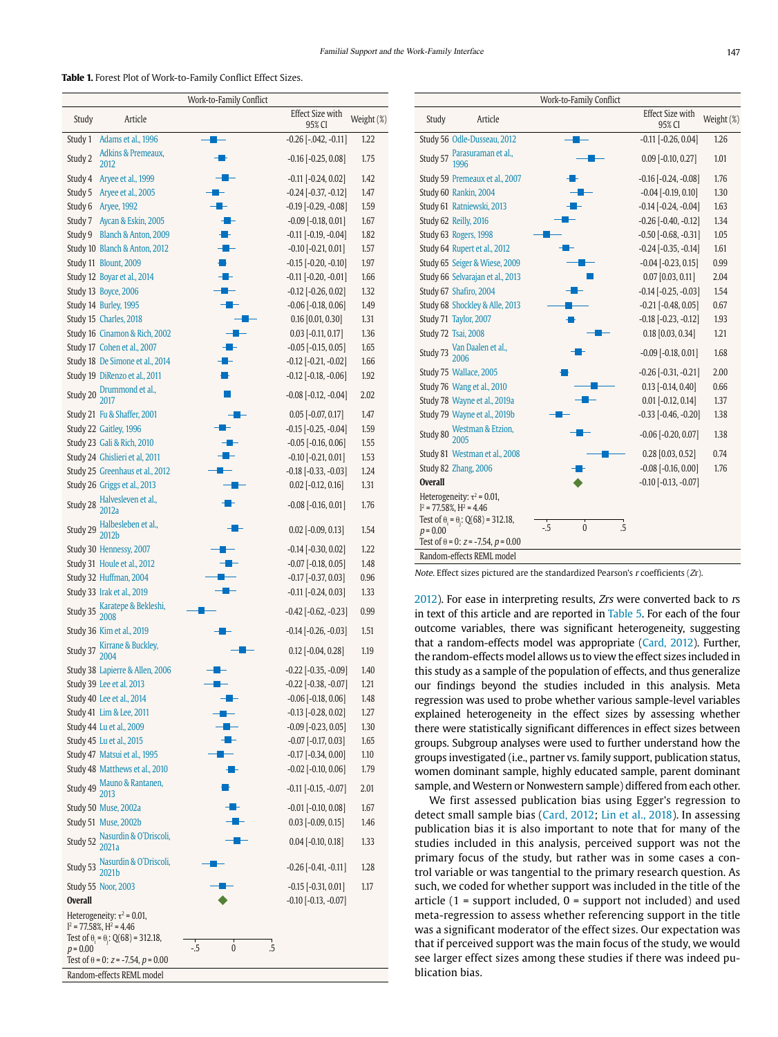**Table 1.** Forest Plot of Work-to-Family Conflict Effect Sizes.

| Study | Article | Effect Size with 95% CI | Weight (%) |
|---|---|---|---|
| Study 1 | Adams et al., 1996 | -0.26 [-.042, -0.11] | 1.22 |
| Study 2 | Adkins & Premeaux, 2012 | -0.16 [-0.25, 0.08] | 1.75 |
| Study 4 | Aryee et al., 1999 | -0.11 [-0.24, 0.02] | 1.42 |
| Study 5 | Aryee et al., 2005 | -0.24 [-0.37, -0.12] | 1.47 |
| Study 6 | Aryee, 1992 | -0.19 [-0.29, -0.08] | 1.59 |
| Study 7 | Aycan & Eskin, 2005 | -0.09 [-0.18, 0.01] | 1.67 |
| Study 9 | Blanch & Anton, 2009 | -0.11 [-0.19, -0.04] | 1.82 |
| Study 10 | Blanch & Anton, 2012 | -0.10 [-0.21, 0.01] | 1.57 |
| Study 11 | Blount, 2009 | -0.15 [-0.20, -0.10] | 1.97 |
| Study 12 | Boyar et al., 2014 | -0.11 [-0.20, -0.01] | 1.66 |
| Study 13 | Boyce, 2006 | -0.12 [-0.26, 0.02] | 1.32 |
| Study 14 | Burley, 1995 | -0.06 [-0.18, 0.06] | 1.49 |
| Study 15 | Charles, 2018 | 0.16 [0.01, 0.30] | 1.31 |
| Study 16 | Cinamon & Rich, 2002 | 0.03 [-0.11, 0.17] | 1.36 |
| Study 17 | Cohen et al., 2007 | -0.05 [-0.15, 0.05] | 1.65 |
| Study 18 | De Simone et al., 2014 | -0.12 [-0.21, -0.02] | 1.66 |
| Study 19 | DiRenzo et al., 2011 | -0.12 [-0.18, -0.06] | 1.92 |
| Study 20 | Drummond et al., 2017 | -0.08 [-0.12, -0.04] | 2.02 |
| Study 21 | Fu & Shaffer, 2001 | 0.05 [-0.07, 0.17] | 1.47 |
| Study 22 | Gaitley, 1996 | -0.15 [-0.25, -0.04] | 1.59 |
| Study 23 | Gali & Rich, 2010 | -0.05 [-0.16, 0.06] | 1.55 |
| Study 24 | Ghislieri et al, 2011 | -0.10 [-0.21, 0.01] | 1.53 |
| Study 25 | Greenhaus et al., 2012 | -0.18 [-0.33, -0.03] | 1.24 |
| Study 26 | Griggs et al., 2013 | 0.02 [-0.12, 0.16] | 1.31 |
| Study 28 | Halvesleven et al., 2012a | -0.08 [-0.16, 0.01] | 1.76 |
| Study 29 | Halbesleben et al., 2012b | 0.02 [-0.09, 0.13] | 1.54 |
| Study 30 | Hennessy, 2007 | -0.14 [-0.30, 0.02] | 1.22 |
| Study 31 | Houle et al., 2012 | -0.07 [-0.18, 0.05] | 1.48 |
| Study 32 | Huffman, 2004 | -0.17 [-0.37, 0.03] | 0.96 |
| Study 33 | Irak et al., 2019 | -0.11 [-0.24, 0.03] | 1.33 |
| Study 35 | Karatepe & Bekleshi, 2008 | -0.42 [-0.62, -0.23] | 0.99 |
| Study 36 | Kim et al., 2019 | -0.14 [-0.26, -0.03] | 1.51 |
| Study 37 | Kirrane & Buckley, 2004 | 0.12 [-0.04, 0.28] | 1.19 |
| Study 38 | Lapierre & Allen, 2006 | -0.22 [-0.35, -0.09] | 1.40 |
| Study 39 | Lee et al. 2013 | -0.22 [-0.38, -0.07] | 1.21 |
| Study 40 | Lee et al., 2014 | -0.06 [-0.18, 0.06] | 1.48 |
| Study 41 | Lim & Lee, 2011 | -0.13 [-0.28, 0.02] | 1.27 |
| Study 44 | Lu et al., 2009 | -0.09 [-0.23, 0.05] | 1.30 |
| Study 45 | Lu et al., 2015 | -0.07 [-0.17, 0.03] | 1.65 |
| Study 47 | Matsui et al., 1995 | -0.17 [-0.34, 0.00] | 1.10 |
| Study 48 | Matthews et al., 2010 | -0.02 [-0.10, 0.06] | 1.79 |
| Study 49 | Mauno & Rantanen, 2013 | -0.11 [-0.15, -0.07] | 2.01 |
| Study 50 | Muse, 2002a | -0.01 [-0.10, 0.08] | 1.67 |
| Study 51 | Muse, 2002b | 0.03 [-0.09, 0.15] | 1.46 |
| Study 52 | Nasurdin & O'Driscoli, 2021a | 0.04 [-0.10, 0.18] | 1.33 |
| Study 53 | Nasurdin & O'Driscoli, 2021b | -0.26 [-0.41, -0.11] | 1.28 |
| Study 55 | Noor, 2003 | -0.15 [-0.31, 0.01] | 1.17 |
| **Overall** | | -0.10 [-0.13, -0.07] | |

Heterogeneity: $\tau^2 = 0.01$, $I^2 = 77.58\%$, $H^2 = 4.46$
Test of $\theta_i = \theta_j$: $Q(68) = 312.18$, $p = 0.00$
Test of $\theta = 0$: $z = -7.54$, $p = 0.00$
Random-effects REML model

| Study | Article | Effect Size with 95% CI | Weight (%) |
|---|---|---|---|
| Study 56 | Odle-Dusseau, 2012 | -0.11 [-0.26, 0.04] | 1.26 |
| Study 57 | Parasuraman et al., 1996 | 0.09 [-0.10, 0.27] | 1.01 |
| Study 59 | Premeaux et al., 2007 | -0.16 [-0.24, -0.08] | 1.76 |
| Study 60 | Rankin, 2004 | -0.04 [-0.19, 0.10] | 1.30 |
| Study 61 | Ratniewski, 2013 | -0.14 [-0.24, -0.04] | 1.63 |
| Study 62 | Reilly, 2016 | -0.26 [-0.40, -0.12] | 1.34 |
| Study 63 | Rogers, 1998 | -0.50 [-0.68, -0.31] | 1.05 |
| Study 64 | Rupert et al., 2012 | -0.24 [-0.35, -0.14] | 1.61 |
| Study 65 | Seiger & Wiese, 2009 | -0.04 [-0.23, 0.15] | 0.99 |
| Study 66 | Selvarajan et al., 2013 | 0.07 [0.03, 0.11] | 2.04 |
| Study 67 | Shafiro, 2004 | -0.14 [-0.25, -0.03] | 1.54 |
| Study 68 | Shockley & Alle, 2013 | -0.21 [-0.48, 0.05] | 0.67 |
| Study 71 | Taylor, 2007 | -0.18 [-0.23, -0.12] | 1.93 |
| Study 72 | Tsai, 2008 | 0.18 [0.03, 0.34] | 1.21 |
| Study 73 | Van Daalen et al., 2006 | -0.09 [-0.18, 0.01] | 1.68 |
| Study 75 | Wallace, 2005 | -0.26 [-0.31, -0.21] | 2.00 |
| Study 76 | Wang et al., 2010 | 0.13 [-0.14, 0.40] | 0.66 |
| Study 78 | Wayne et al., 2019a | 0.01 [-0.12, 0.14] | 1.37 |
| Study 79 | Wayne et al., 2019b | -0.33 [-0.46, -0.20] | 1.38 |
| Study 80 | Westman & Etzion, 2005 | -0.06 [-0.20, 0.07] | 1.38 |
| Study 81 | Westman et al., 2008 | 0.28 [0.03, 0.52] | 0.74 |
| Study 82 | Zhang, 2006 | -0.08 [-0.16, 0.00] | 1.76 |
| **Overall** | | -0.10 [-0.13, -0.07] | |

Heterogeneity: $\tau^2 = 0.01$, $I^2 = 77.58\%$, $H^2 = 4.46$
Test of $\theta_i = \theta_j$: $Q(68) = 312.18$, $p = 0.00$
Test of $\theta = 0$: $z = -7.54$, $p = 0.00$
Random-effects REML model

*Note.* Effect sizes pictured are the standardized Pearson's *r* coefficients (*Zr*).

2012). For ease in interpreting results, *Zrs* were converted back to *rs* in text of this article and are reported in Table 5. For each of the four outcome variables, there was significant heterogeneity, suggesting that a random-effects model was appropriate (Card, 2012). Further, the random-effects model allows us to view the effect sizes included in this study as a sample of the population of effects, and thus generalize our findings beyond the studies included in this analysis. Meta regression was used to probe whether various sample-level variables explained heterogeneity in the effect sizes by assessing whether there were statistically significant differences in effect sizes between groups. Subgroup analyses were used to further understand how the groups investigated (i.e., partner vs. family support, publication status, women dominant sample, highly educated sample, parent dominant sample, and Western or Nonwestern sample) differed from each other.

We first assessed publication bias using Egger's regression to detect small sample bias (Card, 2012; Lin et al., 2018). In assessing publication bias it is also important to note that for many of the studies included in this analysis, perceived support was not the primary focus of the study, but rather was in some cases a control variable or was tangential to the primary research question. As such, we coded for whether support was included in the title of the article (1 = support included, 0 = support not included) and used meta-regression to assess whether referencing support in the title was a significant moderator of the effect sizes. Our expectation was that if perceived support was the main focus of the study, we would see larger effect sizes among these studies if there was indeed publication bias.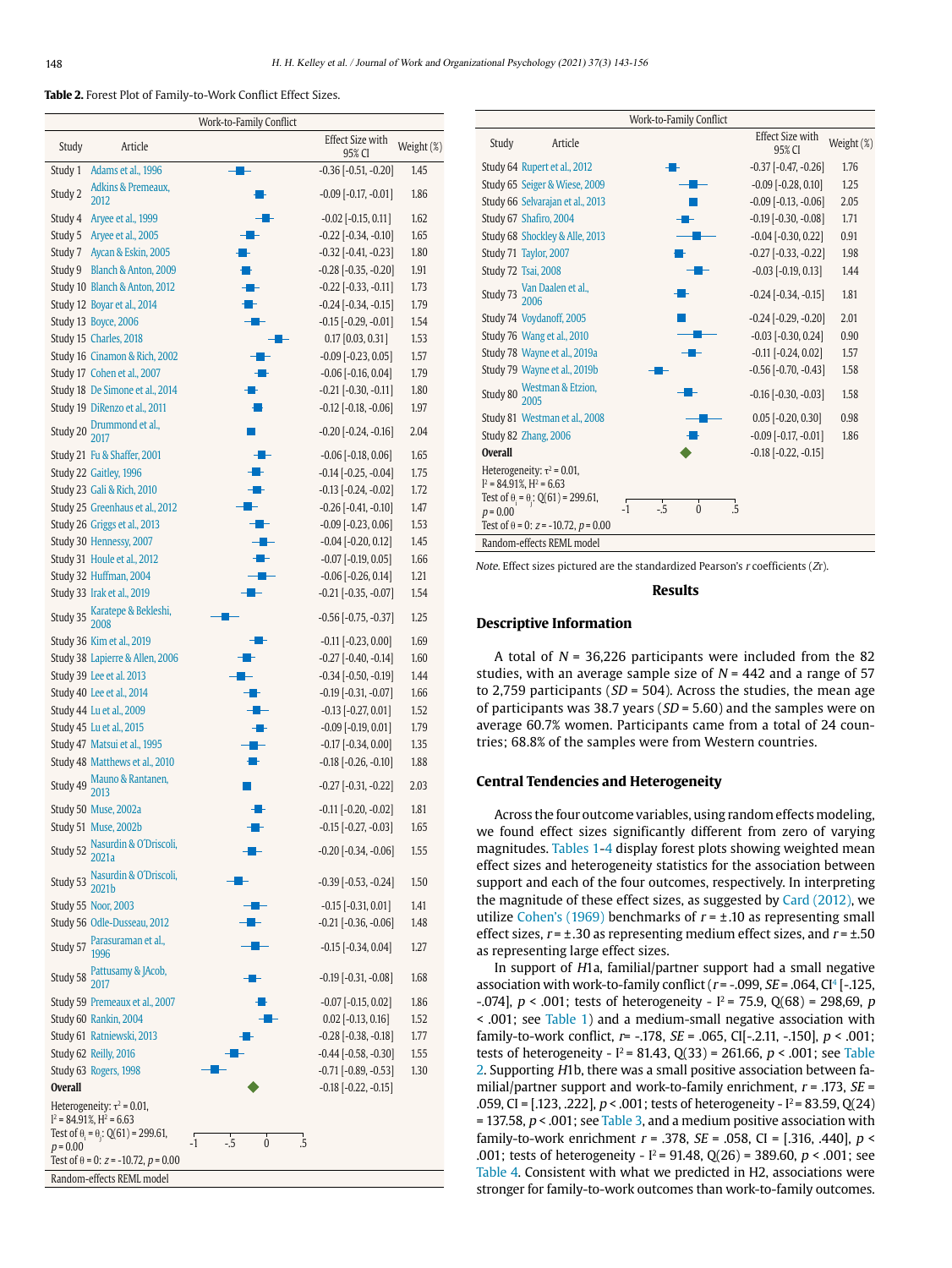**Table 2.** Forest Plot of Family-to-Work Conflict Effect Sizes.

| Study | Article | Effect Size with 95% CI | Weight (%) |
|---|---|---|---|
| Study 1 | Adams et al., 1996 | -0.36 [-0.51, -0.20] | 1.45 |
| Study 2 | Adkins & Premeaux, 2012 | -0.09 [-0.17, -0.01] | 1.86 |
| Study 4 | Aryee et al., 1999 | -0.02 [-0.15, 0.11] | 1.62 |
| Study 5 | Aryee et al., 2005 | -0.22 [-0.34, -0.10] | 1.65 |
| Study 7 | Aycan & Eskin, 2005 | -0.32 [-0.41, -0.23] | 1.80 |
| Study 9 | Blanch & Anton, 2009 | -0.28 [-0.35, -0.20] | 1.91 |
| Study 10 | Blanch & Anton, 2012 | -0.22 [-0.33, -0.11] | 1.73 |
| Study 12 | Boyar et al., 2014 | -0.24 [-0.34, -0.15] | 1.79 |
| Study 13 | Boyce, 2006 | -0.15 [-0.29, -0.01] | 1.54 |
| Study 15 | Charles, 2018 | 0.17 [0.03, 0.31] | 1.53 |
| Study 16 | Cinamon & Rich, 2002 | -0.09 [-0.23, 0.05] | 1.57 |
| Study 17 | Cohen et al., 2007 | -0.06 [-0.16, 0.04] | 1.79 |
| Study 18 | De Simone et al., 2014 | -0.21 [-0.30, -0.11] | 1.80 |
| Study 19 | DiRenzo et al., 2011 | -0.12 [-0.18, -0.06] | 1.97 |
| Study 20 | Drummond et al., 2017 | -0.20 [-0.24, -0.16] | 2.04 |
| Study 21 | Fu & Shaffer, 2001 | -0.06 [-0.18, 0.06] | 1.65 |
| Study 22 | Gaitley, 1996 | -0.14 [-0.25, -0.04] | 1.75 |
| Study 23 | Gali & Rich, 2010 | -0.13 [-0.24, -0.02] | 1.72 |
| Study 25 | Greenhaus et al., 2012 | -0.26 [-0.41, -0.10] | 1.47 |
| Study 26 | Griggs et al., 2013 | -0.09 [-0.23, 0.06] | 1.53 |
| Study 30 | Hennessy, 2007 | -0.04 [-0.20, 0.12] | 1.45 |
| Study 31 | Houle et al., 2012 | -0.07 [-0.19, 0.05] | 1.66 |
| Study 32 | Huffman, 2004 | -0.06 [-0.26, 0.14] | 1.21 |
| Study 33 | Irak et al., 2019 | -0.21 [-0.35, -0.07] | 1.54 |
| Study 35 | Karatepe & Bekleshi, 2008 | -0.56 [-0.75, -0.37] | 1.25 |
| Study 36 | Kim et al., 2019 | -0.11 [-0.23, 0.00] | 1.69 |
| Study 38 | Lapierre & Allen, 2006 | -0.27 [-0.40, -0.14] | 1.60 |
| Study 39 | Lee et al. 2013 | -0.34 [-0.50, -0.19] | 1.44 |
| Study 40 | Lee et al., 2014 | -0.19 [-0.31, -0.07] | 1.66 |
| Study 44 | Lu et al., 2009 | -0.13 [-0.27, 0.01] | 1.52 |
| Study 45 | Lu et al., 2015 | -0.09 [-0.19, 0.01] | 1.79 |
| Study 47 | Matsui et al., 1995 | -0.17 [-0.34, 0.00] | 1.35 |
| Study 48 | Matthews et al., 2010 | -0.18 [-0.26, -0.10] | 1.88 |
| Study 49 | Mauno & Rantanen, 2013 | -0.27 [-0.31, -0.22] | 2.03 |
| Study 50 | Muse, 2002a | -0.11 [-0.20, -0.02] | 1.81 |
| Study 51 | Muse, 2002b | -0.15 [-0.27, -0.03] | 1.65 |
| Study 52 | Nasurdin & O'Driscoli, 2021a | -0.20 [-0.34, -0.06] | 1.55 |
| Study 53 | Nasurdin & O'Driscoli, 2021b | -0.39 [-0.53, -0.24] | 1.50 |
| Study 55 | Noor, 2003 | -0.15 [-0.31, 0.01] | 1.41 |
| Study 56 | Odle-Dusseau, 2012 | -0.21 [-0.36, -0.06] | 1.48 |
| Study 57 | Parasuraman et al., 1996 | -0.15 [-0.34, 0.04] | 1.27 |
| Study 58 | Pattusamy & JAcob, 2017 | -0.19 [-0.31, -0.08] | 1.68 |
| Study 59 | Premeaux et al., 2007 | -0.07 [-0.15, 0.02] | 1.86 |
| Study 60 | Rankin, 2004 | 0.02 [-0.13, 0.16] | 1.52 |
| Study 61 | Ratniewski, 2013 | -0.28 [-0.38, -0.18] | 1.77 |
| Study 62 | Reilly, 2016 | -0.44 [-0.58, -0.30] | 1.55 |
| Study 63 | Rogers, 1998 | -0.71 [-0.89, -0.53] | 1.30 |
| Study 64 | Rupert et al., 2012 | -0.37 [-0.47, -0.26] | 1.76 |
| Study 65 | Seiger & Wiese, 2009 | -0.09 [-0.28, 0.10] | 1.25 |
| Study 66 | Selvarajan et al., 2013 | -0.09 [-0.13, -0.06] | 2.05 |
| Study 67 | Shafiro, 2004 | -0.19 [-0.30, -0.08] | 1.71 |
| Study 68 | Shockley & Alle, 2013 | -0.04 [-0.30, 0.22] | 0.91 |
| Study 71 | Taylor, 2007 | -0.27 [-0.33, -0.22] | 1.98 |
| Study 72 | Tsai, 2008 | -0.03 [-0.19, 0.13] | 1.44 |
| Study 73 | Van Daalen et al., 2006 | -0.24 [-0.34, -0.15] | 1.81 |
| Study 74 | Voydanoff, 2005 | -0.24 [-0.29, -0.20] | 2.01 |
| Study 76 | Wang et al., 2010 | -0.03 [-0.30, 0.24] | 0.90 |
| Study 78 | Wayne et al., 2019a | -0.11 [-0.24, 0.02] | 1.57 |
| Study 79 | Wayne et al., 2019b | -0.56 [-0.70, -0.43] | 1.58 |
| Study 80 | Westman & Etzion, 2005 | -0.16 [-0.30, -0.03] | 1.58 |
| Study 81 | Westman et al., 2008 | 0.05 [-0.20, 0.30] | 0.98 |
| Study 82 | Zhang, 2006 | -0.09 [-0.17, -0.01] | 1.86 |
| **Overall** | | -0.18 [-0.22, -0.15] | |

Heterogeneity: $\tau^2$ = 0.01, $I^2$ = 84.91%, $H^2$ = 6.63
Test of $\theta_i = \theta_j$: Q(61) = 299.61, $p$ = 0.00
Test of $\theta$ = 0: $z$ = -10.72, $p$ = 0.00
Random-effects REML model

*Note.* Effect sizes pictured are the standardized Pearson's $r$ coefficients ($Zr$).

## Results

### Descriptive Information

A total of $N$ = 36,226 participants were included from the 82 studies, with an average sample size of $N$ = 442 and a range of 57 to 2,759 participants ($SD$ = 504). Across the studies, the mean age of participants was 38.7 years ($SD$ = 5.60) and the samples were on average 60.7% women. Participants came from a total of 24 countries; 68.8% of the samples were from Western countries.

### Central Tendencies and Heterogeneity

Across the four outcome variables, using random effects modeling, we found effect sizes significantly different from zero of varying magnitudes. Tables 1-4 display forest plots showing weighted mean effect sizes and heterogeneity statistics for the association between support and each of the four outcomes, respectively. In interpreting the magnitude of these effect sizes, as suggested by Card (2012), we utilize Cohen's (1969) benchmarks of $r$ = ±.10 as representing small effect sizes, $r$ = ±.30 as representing medium effect sizes, and $r$ = ±.50 as representing large effect sizes.

In support of $H$1a, familial/partner support had a small negative association with work-to-family conflict ($r$ = -.099, $SE$ = .064, CI[4] [-.125, -.074], $p$ < .001; tests of heterogeneity - $I^2$ = 75.9, Q(68) = 298,69, $p$ < .001; see Table 1) and a medium-small negative association with family-to-work conflict, $r$= -.178, $SE$ = .065, CI[-2.11, -.150], $p$ < .001; tests of heterogeneity - $I^2$ = 81.43, Q(33) = 261.66, $p$ < .001; see Table 2. Supporting $H$1b, there was a small positive association between familial/partner support and work-to-family enrichment, $r$ = .173, $SE$ = .059, CI = [.123, .222], $p$ < .001; tests of heterogeneity - $I^2$ = 83.59, Q(24) = 137.58, $p$ < .001; see Table 3, and a medium positive association with family-to-work enrichment $r$ = .378, $SE$ = .058, CI = [.316, .440], $p$ < .001; tests of heterogeneity - $I^2$ = 91.48, Q(26) = 389.60, $p$ < .001; see Table 4. Consistent with what we predicted in H2, associations were stronger for family-to-work outcomes than work-to-family outcomes.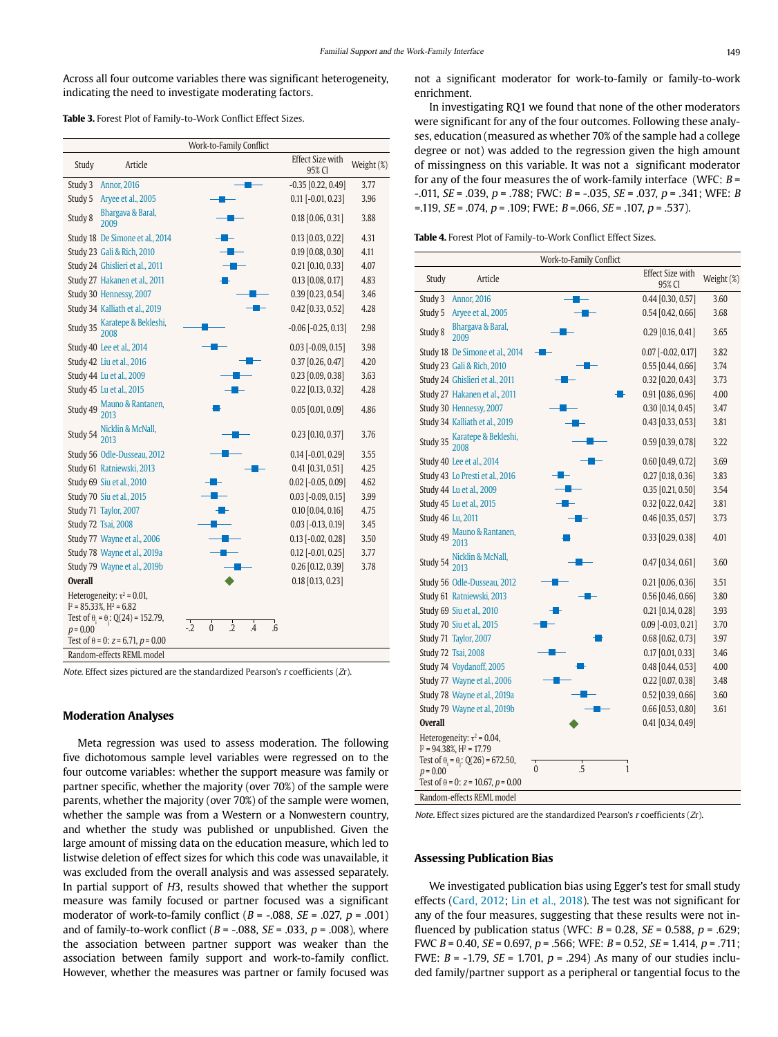Across all four outcome variables there was significant heterogeneity, indicating the need to investigate moderating factors.

**Table 3.** Forest Plot of Family-to-Work Conflict Effect Sizes.

| Work-to-Family Conflict | | | |
|---|---|---|---|
| Study | Article | Effect Size with 95% CI | Weight (%) |
| Study 3 | Annor, 2016 | -0.35 [0.22, 0.49] | 3.77 |
| Study 5 | Aryee et al., 2005 | 0.11 [-0.01, 0.23] | 3.96 |
| Study 8 | Bhargava & Baral, 2009 | 0.18 [0.06, 0.31] | 3.88 |
| Study 18 | De Simone et al., 2014 | 0.13 [0.03, 0.22] | 4.31 |
| Study 23 | Gali & Rich, 2010 | 0.19 [0.08, 0.30] | 4.11 |
| Study 24 | Ghislieri et al., 2011 | 0.21 [0.10, 0.33] | 4.07 |
| Study 27 | Hakanen et al., 2011 | 0.13 [0.08, 0.17] | 4.83 |
| Study 30 | Hennessy, 2007 | 0.39 [0.23, 0.54] | 3.46 |
| Study 34 | Kalliath et al., 2019 | 0.42 [0.33, 0.52] | 4.28 |
| Study 35 | Karatepe & Bekleshi, 2008 | -0.06 [-0.25, 0.13] | 2.98 |
| Study 40 | Lee et al., 2014 | 0.03 [-0.09, 0.15] | 3.98 |
| Study 42 | Liu et al., 2016 | 0.37 [0.26, 0.47] | 4.20 |
| Study 44 | Lu et al., 2009 | 0.23 [0.09, 0.38] | 3.63 |
| Study 45 | Lu et al., 2015 | 0.22 [0.13, 0.32] | 4.28 |
| Study 49 | Mauno & Rantanen, 2013 | 0.05 [0.01, 0.09] | 4.86 |
| Study 54 | Nicklin & McNall, 2013 | 0.23 [0.10, 0.37] | 3.76 |
| Study 56 | Odle-Dusseau, 2012 | 0.14 [-0.01, 0.29] | 3.55 |
| Study 61 | Ratniewski, 2013 | 0.41 [0.31, 0.51] | 4.25 |
| Study 69 | Siu et al., 2010 | 0.02 [-0.05, 0.09] | 4.62 |
| Study 70 | Siu et al., 2015 | 0.03 [-0.09, 0.15] | 3.99 |
| Study 71 | Taylor, 2007 | 0.10 [0.04, 0.16] | 4.75 |
| Study 72 | Tsai, 2008 | 0.03 [-0.13, 0.19] | 3.45 |
| Study 77 | Wayne et al., 2006 | 0.13 [-0.02, 0.28] | 3.50 |
| Study 78 | Wayne et al., 2019a | 0.12 [-0.01, 0.25] | 3.77 |
| Study 79 | Wayne et al., 2019b | 0.26 [0.12, 0.39] | 3.78 |
| **Overall** | | 0.18 [0.13, 0.23] | |

Heterogeneity: $\tau^2 = 0.01$, $I^2 = 85.33\%$, $H^2 = 6.82$
Test of $\theta_i = \theta_j$: $Q(24) = 152.79$, $p = 0.00$
Test of $\theta = 0$: $z = 6.71$, $p = 0.00$
Random-effects REML model

*Note.* Effect sizes pictured are the standardized Pearson's *r* coefficients (*Zr*).

## Moderation Analyses

Meta regression was used to assess moderation. The following five dichotomous sample level variables were regressed on to the four outcome variables: whether the support measure was family or partner specific, whether the majority (over 70%) of the sample were parents, whether the majority (over 70%) of the sample were women, whether the sample was from a Western or a Nonwestern country, and whether the study was published or unpublished. Given the large amount of missing data on the education measure, which led to listwise deletion of effect sizes for which this code was unavailable, it was excluded from the overall analysis and was assessed separately. In partial support of *H3*, results showed that whether the support measure was family focused or partner focused was a significant moderator of work-to-family conflict ($B = -.088$, $SE = .027$, $p = .001$) and of family-to-work conflict ($B = -.088$, $SE = .033$, $p = .008$), where the association between partner support was weaker than the association between family support and work-to-family conflict. However, whether the measures was partner or family focused was not a significant moderator for work-to-family or family-to-work enrichment.

In investigating RQ1 we found that none of the other moderators were significant for any of the four outcomes. Following these analyses, education (measured as whether 70% of the sample had a college degree or not) was added to the regression given the high amount of missingness on this variable. It was not a significant moderator for any of the four measures of the work-family interface (WFC: $B = -.011$, $SE = .039$, $p = .788$; FWC: $B = -.035$, $SE = .037$, $p = .341$; WFE: $B = .119$, $SE = .074$, $p = .109$; FWE: $B = .066$, $SE = .107$, $p = .537$).

**Table 4.** Forest Plot of Family-to-Work Conflict Effect Sizes.

| Work-to-Family Conflict | | | |
|---|---|---|---|
| Study | Article | Effect Size with 95% CI | Weight (%) |
| Study 3 | Annor, 2016 | 0.44 [0.30, 0.57] | 3.60 |
| Study 5 | Aryee et al., 2005 | 0.54 [0.42, 0.66] | 3.68 |
| Study 8 | Bhargava & Baral, 2009 | 0.29 [0.16, 0.41] | 3.65 |
| Study 18 | De Simone et al., 2014 | 0.07 [-0.02, 0.17] | 3.82 |
| Study 23 | Gali & Rich, 2010 | 0.55 [0.44, 0.66] | 3.74 |
| Study 24 | Ghislieri et al., 2011 | 0.32 [0.20, 0.43] | 3.73 |
| Study 27 | Hakanen et al., 2011 | 0.91 [0.86, 0.96] | 4.00 |
| Study 30 | Hennessy, 2007 | 0.30 [0.14, 0.45] | 3.47 |
| Study 34 | Kalliath et al., 2019 | 0.43 [0.33, 0.53] | 3.81 |
| Study 35 | Karatepe & Bekleshi, 2008 | 0.59 [0.39, 0.78] | 3.22 |
| Study 40 | Lee et al., 2014 | 0.60 [0.49, 0.72] | 3.69 |
| Study 43 | Lo Presti et al., 2016 | 0.27 [0.18, 0.36] | 3.83 |
| Study 44 | Lu et al., 2009 | 0.35 [0.21, 0.50] | 3.54 |
| Study 45 | Lu et al., 2015 | 0.32 [0.22, 0.42] | 3.81 |
| Study 46 | Lu, 2011 | 0.46 [0.35, 0.57] | 3.73 |
| Study 49 | Mauno & Rantanen, 2013 | 0.33 [0.29, 0.38] | 4.01 |
| Study 54 | Nicklin & McNall, 2013 | 0.47 [0.34, 0.61] | 3.60 |
| Study 56 | Odle-Dusseau, 2012 | 0.21 [0.06, 0.36] | 3.51 |
| Study 61 | Ratniewski, 2013 | 0.56 [0.46, 0.66] | 3.80 |
| Study 69 | Siu et al., 2010 | 0.21 [0.14, 0.28] | 3.93 |
| Study 70 | Siu et al., 2015 | 0.09 [-0.03, 0.21] | 3.70 |
| Study 71 | Taylor, 2007 | 0.68 [0.62, 0.73] | 3.97 |
| Study 72 | Tsai, 2008 | 0.17 [0.01, 0.33] | 3.46 |
| Study 74 | Voydanoff, 2005 | 0.48 [0.44, 0.53] | 4.00 |
| Study 77 | Wayne et al., 2006 | 0.22 [0.07, 0.38] | 3.48 |
| Study 78 | Wayne et al., 2019a | 0.52 [0.39, 0.66] | 3.60 |
| Study 79 | Wayne et al., 2019b | 0.66 [0.53, 0.80] | 3.61 |
| **Overall** | | 0.41 [0.34, 0.49] | |

Heterogeneity: $\tau^2 = 0.04$, $I^2 = 94.38\%$, $H^2 = 17.79$
Test of $\theta_i = \theta_j$: $Q(26) = 672.50$, $p = 0.00$
Test of $\theta = 0$: $z = 10.67$, $p = 0.00$
Random-effects REML model

*Note.* Effect sizes pictured are the standardized Pearson's *r* coefficients (*Zr*).

## Assessing Publication Bias

We investigated publication bias using Egger's test for small study effects (Card, 2012; Lin et al., 2018). The test was not significant for any of the four measures, suggesting that these results were not influenced by publication status (WFC: $B = 0.28$, $SE = 0.588$, $p = .629$; FWC $B = 0.40$, $SE = 0.697$, $p = .566$; WFE: $B = 0.52$, $SE = 1.414$, $p = .711$; FWE: $B = -1.79$, $SE = 1.701$, $p = .294$) .As many of our studies included family/partner support as a peripheral or tangential focus to the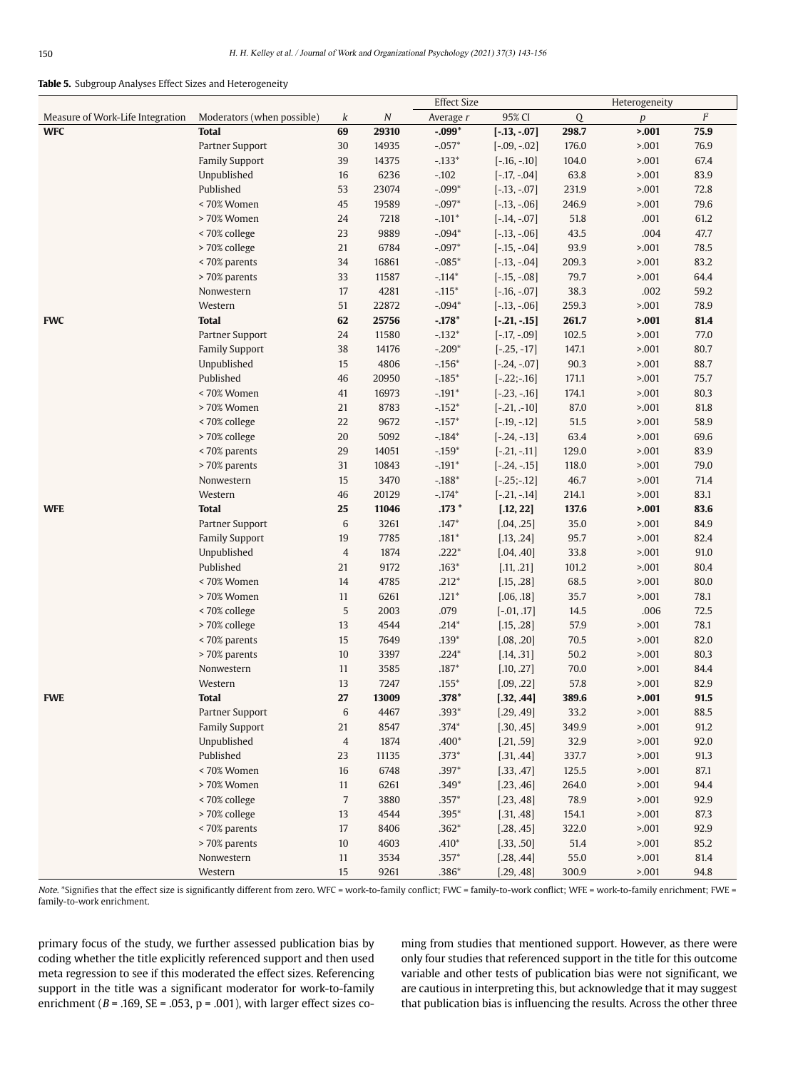**Table 5.** Subgroup Analyses Effect Sizes and Heterogeneity

| | | | | Effect Size | | Heterogeneity | | |
|---|---|---|---|---|---|---|---|---|
| Measure of Work-Life Integration | Moderators (when possible) | *k* | *N* | Average *r* | 95% CI | Q | *p* | $I^2$ |
| **WFC** | **Total** | **69** | **29310** | **-.099*** | **[-.13, -.07]** | **298.7** | **>.001** | **75.9** |
| | Partner Support | 30 | 14935 | -.057* | [-.09, -.02] | 176.0 | >.001 | 76.9 |
| | Family Support | 39 | 14375 | -.133* | [-.16, -.10] | 104.0 | >.001 | 67.4 |
| | Unpublished | 16 | 6236 | -.102 | [-.17, -.04] | 63.8 | >.001 | 83.9 |
| | Published | 53 | 23074 | -.099* | [-.13, -.07] | 231.9 | >.001 | 72.8 |
| | < 70% Women | 45 | 19589 | -.097* | [-.13, -.06] | 246.9 | >.001 | 79.6 |
| | > 70% Women | 24 | 7218 | -.101* | [-.14, -.07] | 51.8 | .001 | 61.2 |
| | < 70% college | 23 | 9889 | -.094* | [-.13, -.06] | 43.5 | .004 | 47.7 |
| | > 70% college | 21 | 6784 | -.097* | [-.15, -.04] | 93.9 | >.001 | 78.5 |
| | < 70% parents | 34 | 16861 | -.085* | [-.13, -.04] | 209.3 | >.001 | 83.2 |
| | > 70% parents | 33 | 11587 | -.114* | [-.15, -.08] | 79.7 | >.001 | 64.4 |
| | Nonwestern | 17 | 4281 | -.115* | [-.16, -.07] | 38.3 | .002 | 59.2 |
| | Western | 51 | 22872 | -.094* | [-.13, -.06] | 259.3 | >.001 | 78.9 |
| **FWC** | **Total** | **62** | **25756** | **-.178*** | **[-.21, -.15]** | **261.7** | **>.001** | **81.4** |
| | Partner Support | 24 | 11580 | -.132* | [-.17, -.09] | 102.5 | >.001 | 77.0 |
| | Family Support | 38 | 14176 | -.209* | [-.25, -17] | 147.1 | >.001 | 80.7 |
| | Unpublished | 15 | 4806 | -.156* | [-.24, -.07] | 90.3 | >.001 | 88.7 |
| | Published | 46 | 20950 | -.185* | [-.22;-.16] | 171.1 | >.001 | 75.7 |
| | < 70% Women | 41 | 16973 | -.191* | [-.23, -.16] | 174.1 | >.001 | 80.3 |
| | > 70% Women | 21 | 8783 | -.152* | [-.21, -10] | 87.0 | >.001 | 81.8 |
| | < 70% college | 22 | 9672 | -.157* | [-.19, -.12] | 51.5 | >.001 | 58.9 |
| | > 70% college | 20 | 5092 | -.184* | [-.24, -.13] | 63.4 | >.001 | 69.6 |
| | < 70% parents | 29 | 14051 | -.159* | [-.21, -.11] | 129.0 | >.001 | 83.9 |
| | > 70% parents | 31 | 10843 | -.191* | [-.24, -.15] | 118.0 | >.001 | 79.0 |
| | Nonwestern | 15 | 3470 | -.188* | [-.25;-.12] | 46.7 | >.001 | 71.4 |
| | Western | 46 | 20129 | -.174* | [-.21, -.14] | 214.1 | >.001 | 83.1 |
| **WFE** | **Total** | **25** | **11046** | **.173 *** | **[.12, 22]** | **137.6** | **>.001** | **83.6** |
| | Partner Support | 6 | 3261 | .147* | [.04, .25] | 35.0 | >.001 | 84.9 |
| | Family Support | 19 | 7785 | .181* | [.13, .24] | 95.7 | >.001 | 82.4 |
| | Unpublished | 4 | 1874 | .222* | [.04, .40] | 33.8 | >.001 | 91.0 |
| | Published | 21 | 9172 | .163* | [.11, .21] | 101.2 | >.001 | 80.4 |
| | < 70% Women | 14 | 4785 | .212* | [.15, .28] | 68.5 | >.001 | 80.0 |
| | > 70% Women | 11 | 6261 | .121* | [.06, .18] | 35.7 | >.001 | 78.1 |
| | < 70% college | 5 | 2003 | .079 | [-.01, .17] | 14.5 | .006 | 72.5 |
| | > 70% college | 13 | 4544 | .214* | [.15, .28] | 57.9 | >.001 | 78.1 |
| | < 70% parents | 15 | 7649 | .139* | [.08, .20] | 70.5 | >.001 | 82.0 |
| | > 70% parents | 10 | 3397 | .224* | [.14, .31] | 50.2 | >.001 | 80.3 |
| | Nonwestern | 11 | 3585 | .187* | [.10, .27] | 70.0 | >.001 | 84.4 |
| | Western | 13 | 7247 | .155* | [.09, .22] | 57.8 | >.001 | 82.9 |
| **FWE** | **Total** | **27** | **13009** | **.378*** | **[.32, .44]** | **389.6** | **>.001** | **91.5** |
| | Partner Support | 6 | 4467 | .393* | [.29, .49] | 33.2 | >.001 | 88.5 |
| | Family Support | 21 | 8547 | .374* | [.30, .45] | 349.9 | >.001 | 91.2 |
| | Unpublished | 4 | 1874 | .400* | [.21, .59] | 32.9 | >.001 | 92.0 |
| | Published | 23 | 11135 | .373* | [.31, .44] | 337.7 | >.001 | 91.3 |
| | < 70% Women | 16 | 6748 | .397* | [.33, .47] | 125.5 | >.001 | 87.1 |
| | > 70% Women | 11 | 6261 | .349* | [.23, .46] | 264.0 | >.001 | 94.4 |
| | < 70% college | 7 | 3880 | .357* | [.23, .48] | 78.9 | >.001 | 92.9 |
| | > 70% college | 13 | 4544 | .395* | [.31, .48] | 154.1 | >.001 | 87.3 |
| | < 70% parents | 17 | 8406 | .362* | [.28, .45] | 322.0 | >.001 | 92.9 |
| | > 70% parents | 10 | 4603 | .410* | [.33, .50] | 51.4 | >.001 | 85.2 |
| | Nonwestern | 11 | 3534 | .357* | [.28, .44] | 55.0 | >.001 | 81.4 |
| | Western | 15 | 9261 | .386* | [.29, .48] | 300.9 | >.001 | 94.8 |

*Note.* *Signifies that the effect size is significantly different from zero. WFC = work-to-family conflict; FWC = family-to-work conflict; WFE = work-to-family enrichment; FWE = family-to-work enrichment.

primary focus of the study, we further assessed publication bias by coding whether the title explicitly referenced support and then used meta regression to see if this moderated the effect sizes. Referencing support in the title was a significant moderator for work-to-family enrichment ($B$ = .169, SE = .053, p = .001), with larger effect sizes coming from studies that mentioned support. However, as there were only four studies that referenced support in the title for this outcome variable and other tests of publication bias were not significant, we are cautious in interpreting this, but acknowledge that it may suggest that publication bias is influencing the results. Across the other three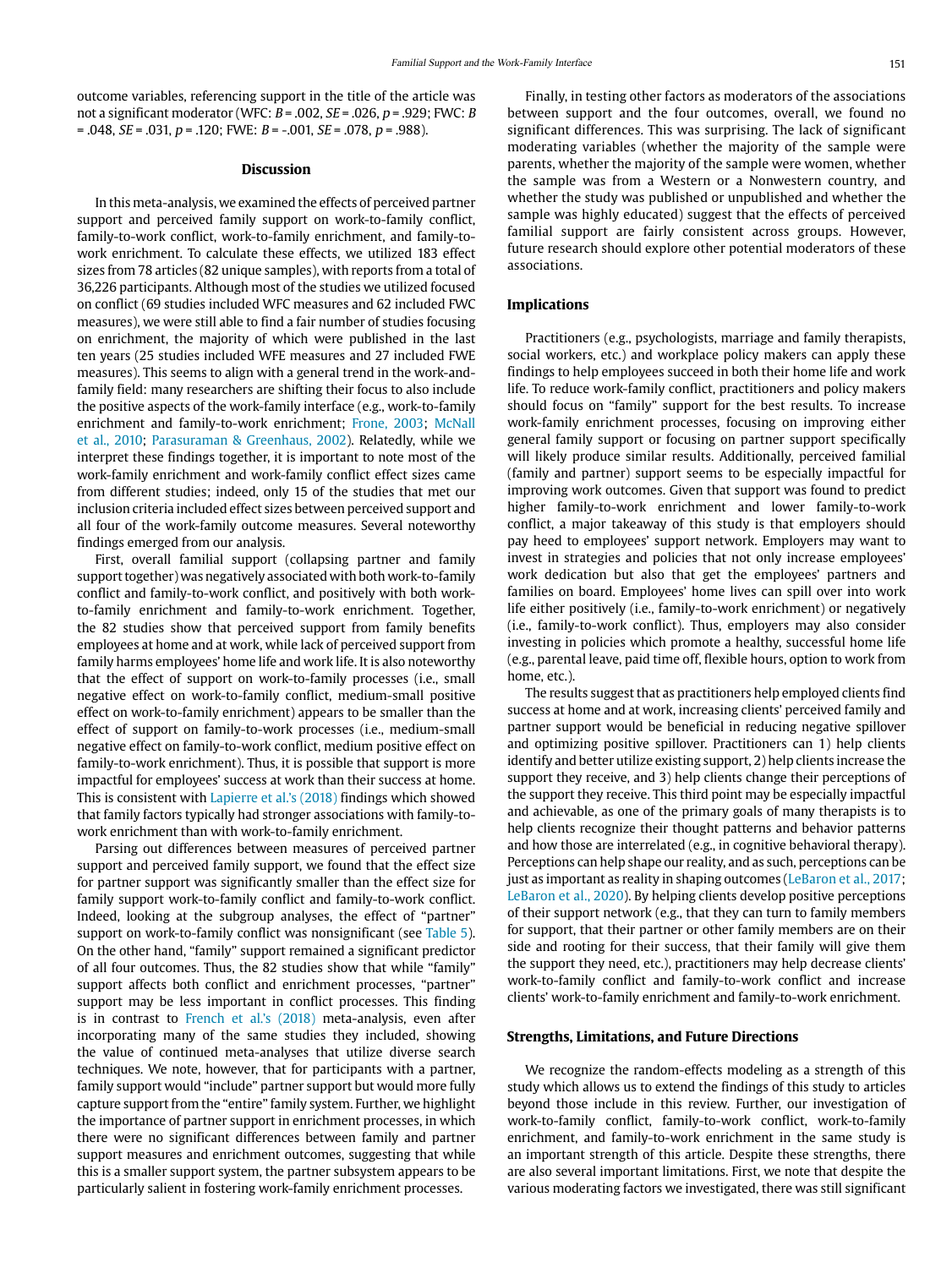outcome variables, referencing support in the title of the article was not a significant moderator (WFC: $B$ = .002, $SE$ = .026, $p$ = .929; FWC: $B$ = .048, $SE$ = .031, $p$ = .120; FWE: $B$ = -.001, $SE$ = .078, $p$ = .988).

## Discussion

In this meta-analysis, we examined the effects of perceived partner support and perceived family support on work-to-family conflict, family-to-work conflict, work-to-family enrichment, and family-to-work enrichment. To calculate these effects, we utilized 183 effect sizes from 78 articles (82 unique samples), with reports from a total of 36,226 participants. Although most of the studies we utilized focused on conflict (69 studies included WFC measures and 62 included FWC measures), we were still able to find a fair number of studies focusing on enrichment, the majority of which were published in the last ten years (25 studies included WFE measures and 27 included FWE measures). This seems to align with a general trend in the work-and-family field: many researchers are shifting their focus to also include the positive aspects of the work-family interface (e.g., work-to-family enrichment and family-to-work enrichment; Frone, 2003; McNall et al., 2010; Parasuraman & Greenhaus, 2002). Relatedly, while we interpret these findings together, it is important to note most of the work-family enrichment and work-family conflict effect sizes came from different studies; indeed, only 15 of the studies that met our inclusion criteria included effect sizes between perceived support and all four of the work-family outcome measures. Several noteworthy findings emerged from our analysis.

First, overall familial support (collapsing partner and family support together) was negatively associated with both work-to-family conflict and family-to-work conflict, and positively with both work-to-family enrichment and family-to-work enrichment. Together, the 82 studies show that perceived support from family benefits employees at home and at work, while lack of perceived support from family harms employees' home life and work life. It is also noteworthy that the effect of support on work-to-family processes (i.e., small negative effect on work-to-family conflict, medium-small positive effect on work-to-family enrichment) appears to be smaller than the effect of support on family-to-work processes (i.e., medium-small negative effect on family-to-work conflict, medium positive effect on family-to-work enrichment). Thus, it is possible that support is more impactful for employees' success at work than their success at home. This is consistent with Lapierre et al.'s (2018) findings which showed that family factors typically had stronger associations with family-to-work enrichment than with work-to-family enrichment.

Parsing out differences between measures of perceived partner support and perceived family support, we found that the effect size for partner support was significantly smaller than the effect size for family support work-to-family conflict and family-to-work conflict. Indeed, looking at the subgroup analyses, the effect of "partner" support on work-to-family conflict was nonsignificant (see Table 5). On the other hand, "family" support remained a significant predictor of all four outcomes. Thus, the 82 studies show that while "family" support affects both conflict and enrichment processes, "partner" support may be less important in conflict processes. This finding is in contrast to French et al.'s (2018) meta-analysis, even after incorporating many of the same studies they included, showing the value of continued meta-analyses that utilize diverse search techniques. We note, however, that for participants with a partner, family support would "include" partner support but would more fully capture support from the "entire" family system. Further, we highlight the importance of partner support in enrichment processes, in which there were no significant differences between family and partner support measures and enrichment outcomes, suggesting that while this is a smaller support system, the partner subsystem appears to be particularly salient in fostering work-family enrichment processes.

Finally, in testing other factors as moderators of the associations between support and the four outcomes, overall, we found no significant differences. This was surprising. The lack of significant moderating variables (whether the majority of the sample were parents, whether the majority of the sample were women, whether the sample was from a Western or a Nonwestern country, and whether the study was published or unpublished and whether the sample was highly educated) suggest that the effects of perceived familial support are fairly consistent across groups. However, future research should explore other potential moderators of these associations.

### Implications

Practitioners (e.g., psychologists, marriage and family therapists, social workers, etc.) and workplace policy makers can apply these findings to help employees succeed in both their home life and work life. To reduce work-family conflict, practitioners and policy makers should focus on "family" support for the best results. To increase work-family enrichment processes, focusing on improving either general family support or focusing on partner support specifically will likely produce similar results. Additionally, perceived familial (family and partner) support seems to be especially impactful for improving work outcomes. Given that support was found to predict higher family-to-work enrichment and lower family-to-work conflict, a major takeaway of this study is that employers should pay heed to employees' support network. Employers may want to invest in strategies and policies that not only increase employees' work dedication but also that get the employees' partners and families on board. Employees' home lives can spill over into work life either positively (i.e., family-to-work enrichment) or negatively (i.e., family-to-work conflict). Thus, employers may also consider investing in policies which promote a healthy, successful home life (e.g., parental leave, paid time off, flexible hours, option to work from home, etc.).

The results suggest that as practitioners help employed clients find success at home and at work, increasing clients' perceived family and partner support would be beneficial in reducing negative spillover and optimizing positive spillover. Practitioners can 1) help clients identify and better utilize existing support, 2) help clients increase the support they receive, and 3) help clients change their perceptions of the support they receive. This third point may be especially impactful and achievable, as one of the primary goals of many therapists is to help clients recognize their thought patterns and behavior patterns and how those are interrelated (e.g., in cognitive behavioral therapy). Perceptions can help shape our reality, and as such, perceptions can be just as important as reality in shaping outcomes (LeBaron et al., 2017; LeBaron et al., 2020). By helping clients develop positive perceptions of their support network (e.g., that they can turn to family members for support, that their partner or other family members are on their side and rooting for their success, that their family will give them the support they need, etc.), practitioners may help decrease clients' work-to-family conflict and family-to-work conflict and increase clients' work-to-family enrichment and family-to-work enrichment.

### Strengths, Limitations, and Future Directions

We recognize the random-effects modeling as a strength of this study which allows us to extend the findings of this study to articles beyond those include in this review. Further, our investigation of work-to-family conflict, family-to-work conflict, work-to-family enrichment, and family-to-work enrichment in the same study is an important strength of this article. Despite these strengths, there are also several important limitations. First, we note that despite the various moderating factors we investigated, there was still significant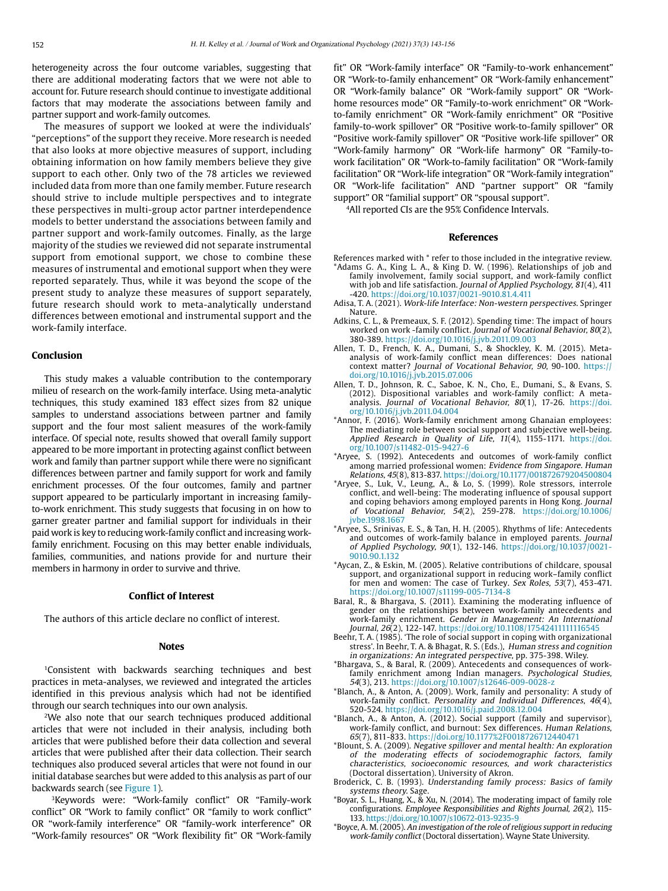heterogeneity across the four outcome variables, suggesting that there are additional moderating factors that we were not able to account for. Future research should continue to investigate additional factors that may moderate the associations between family and partner support and work-family outcomes.

The measures of support we looked at were the individuals' "perceptions" of the support they receive. More research is needed that also looks at more objective measures of support, including obtaining information on how family members believe they give support to each other. Only two of the 78 articles we reviewed included data from more than one family member. Future research should strive to include multiple perspectives and to integrate these perspectives in multi-group actor partner interdependence models to better understand the associations between family and partner support and work-family outcomes. Finally, as the large majority of the studies we reviewed did not separate instrumental support from emotional support, we chose to combine these measures of instrumental and emotional support when they were reported separately. Thus, while it was beyond the scope of the present study to analyze these measures of support separately, future research should work to meta-analytically understand differences between emotional and instrumental support and the work-family interface.

## Conclusion

This study makes a valuable contribution to the contemporary milieu of research on the work-family interface. Using meta-analytic techniques, this study examined 183 effect sizes from 82 unique samples to understand associations between partner and family support and the four most salient measures of the work-family interface. Of special note, results showed that overall family support appeared to be more important in protecting against conflict between work and family than partner support while there were no significant differences between partner and family support for work and family enrichment processes. Of the four outcomes, family and partner support appeared to be particularly important in increasing family-to-work enrichment. This study suggests that focusing in on how to garner greater partner and familial support for individuals in their paid work is key to reducing work-family conflict and increasing work-family enrichment. Focusing on this may better enable individuals, families, communities, and nations provide for and nurture their members in harmony in order to survive and thrive.

### Conflict of Interest

The authors of this article declare no conflict of interest.

### Notes

[1]Consistent with backwards searching techniques and best practices in meta-analyses, we reviewed and integrated the articles identified in this previous analysis which had not be identified through our search techniques into our own analysis.

[2]We also note that our search techniques produced additional articles that were not included in their analysis, including both articles that were published before their data collection and several articles that were published after their data collection. Their search techniques also produced several articles that were not found in our initial database searches but were added to this analysis as part of our backwards search (see Figure 1).

[3]Keywords were: "Work-family conflict" OR "Family-work conflict" OR "Work to family conflict" OR "family to work conflict" OR "work-family interference" OR "family-work interference" OR "Work-family resources" OR "Work flexibility fit" OR "Work-family fit" OR "Work-family interface" OR "Family-to-work enhancement" OR "Work-to-family enhancement" OR "Work-family enhancement" OR "Work-family balance" OR "Work-family support" OR "Work-home resources mode" OR "Family-to-work enrichment" OR "Work-to-family enrichment" OR "Work-family enrichment" OR "Positive family-to-work spillover" OR "Positive work-to-family spillover" OR "Positive work-family spillover" OR "Positive work-life spillover" OR "Work-family harmony" OR "Work-life harmony" OR "Family-to-work facilitation" OR "Work-to-family facilitation" OR "Work-family facilitation" OR "Work-life integration" OR "Work-family integration" OR "Work-life facilitation" AND "partner support" OR "family support" OR "familial support" OR "spousal support".

[4]All reported CIs are the 95% Confidence Intervals.

### References

References marked with * refer to those included in the integrative review.

*Adams G. A., King L. A., & King D. W. (1996). Relationships of job and family involvement, family social support, and work-family conflict with job and life satisfaction. *Journal of Applied Psychology, 81*(4), 411-420. https://doi.org/10.1037/0021-9010.81.4.411

Adisa, T. A. (2021). *Work-life Interface: Non-western perspectives*. Springer Nature.

Adkins, C. L., & Premeaux, S. F. (2012). Spending time: The impact of hours worked on work -family conflict. *Journal of Vocational Behavior, 80*(2), 380-389. https://doi.org/10.1016/j.jvb.2011.09.003

Allen, T. D., French, K. A., Dumani, S., & Shockley, K. M. (2015). Meta-analysis of work-family conflict mean differences: Does national context matter? *Journal of Vocational Behavior, 90*, 90-100. https://doi.org/10.1016/j.jvb.2015.07.006

Allen, T. D., Johnson, R. C., Saboe, K. N., Cho, E., Dumani, S., & Evans, S. (2012). Dispositional variables and work-family conflict: A meta-analysis. *Journal of Vocational Behavior, 80*(1), 17-26. https://doi.org/10.1016/j.jvb.2011.04.004

*Annor, F. (2016). Work-family enrichment among Ghanaian employees: The mediating role between social support and subjective well-being. *Applied Research in Quality of Life, 11*(4), 1155-1171. https://doi.org/10.1007/s11482-015-9427-6

*Aryee, S. (1992). Antecedents and outcomes of work-family conflict among married professional women: *Evidence from Singapore. Human Relations, 45*(8), 813-837. https://doi.org/10.1177/001872679204500804

*Aryee, S., Luk, V., Leung, A., & Lo, S. (1999). Role stressors, interrole conflict, and well-being: The moderating influence of spousal support and coping behaviors among employed parents in Hong Kong. *Journal of Vocational Behavior, 54*(2), 259-278. https://doi.org/10.1006/jvbe.1998.1667

*Aryee, S., Srinivas, E. S., & Tan, H. H. (2005). Rhythms of life: Antecedents and outcomes of work-family balance in employed parents. *Journal of Applied Psychology, 90*(1), 132-146. https://doi.org/10.1037/0021-9010.90.1.132

*Aycan, Z., & Eskin, M. (2005). Relative contributions of childcare, spousal support, and organizational support in reducing work–family conflict for men and women: The case of Turkey. *Sex Roles, 53*(7), 453-471. https://doi.org/10.1007/s11199-005-7134-8

Baral, R., & Bhargava, S. (2011). Examining the moderating influence of gender on the relationships between work-family antecedents and work-family enrichment. *Gender in Management: An International Journal, 26*(2), 122-147. https://doi.org/10.1108/17542411111116545

Beehr, T. A. (1985). 'The role of social support in coping with organizational stress'. In Beehr, T. A. & Bhagat, R. S. (Eds.), *Human stress and cognition in organizations: An integrated perspective*, pp. 375-398. Wiley.

*Bhargava, S., & Baral, R. (2009). Antecedents and consequences of work-family enrichment among Indian managers. *Psychological Studies, 54*(3), 213. https://doi.org/10.1007/s12646-009-0028-z

*Blanch, A., & Anton, A. (2009). Work, family and personality: A study of work-family conflict. *Personality and Individual Differences, 46*(4), 520-524. https://doi.org/10.1016/j.paid.2008.12.004

*Blanch, A., & Anton, A. (2012). Social support (family and supervisor), work-family conflict, and burnout: Sex differences. *Human Relations, 65*(7), 811-833. https://doi.org/10.1177%2F0018726712440471

*Blount, S. A. (2009). *Negative spillover and mental health: An exploration of the moderating effects of sociodemographic factors, family characteristics, socioeconomic resources, and work characteristics* (Doctoral dissertation). University of Akron.

Broderick, C. B. (1993). *Understanding family process: Basics of family systems theory*. Sage.

*Boyar, S. L., Huang, X., & Xu, N. (2014). The moderating impact of family role configurations. *Employee Responsibilities and Rights Journal, 26*(2), 115-133. https://doi.org/10.1007/s10672-013-9235-9

*Boyce, A. M. (2005). *An investigation of the role of religious support in reducing work-family conflict* (Doctoral dissertation). Wayne State University.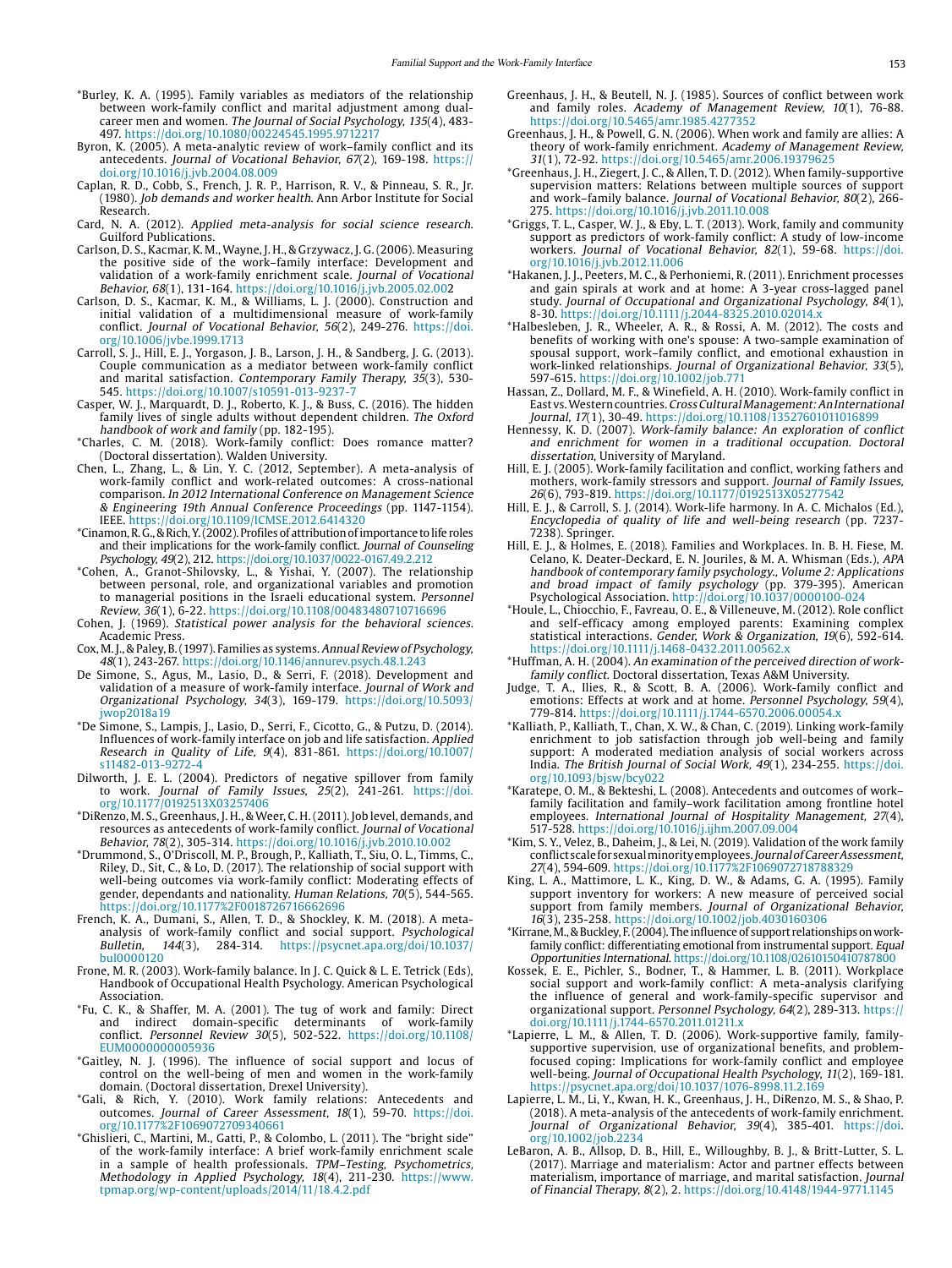*Burley, K. A. (1995). Family variables as mediators of the relationship between work-family conflict and marital adjustment among dual-career men and women. *The Journal of Social Psychology, 135*(4), 483-497. https://doi.org/10.1080/00224545.1995.9712217

Byron, K. (2005). A meta-analytic review of work–family conflict and its antecedents. *Journal of Vocational Behavior, 67*(2), 169-198. https://doi.org/10.1016/j.jvb.2004.08.009

Caplan, R. D., Cobb, S., French, J. R. P., Harrison, R. V., & Pinneau, S. R., Jr. (1980). *Job demands and worker health*. Ann Arbor Institute for Social Research.

Card, N. A. (2012). *Applied meta-analysis for social science research*. Guilford Publications.

Carlson, D. S., Kacmar, K. M., Wayne, J. H., & Grzywacz, J. G. (2006). Measuring the positive side of the work–family interface: Development and validation of a work-family enrichment scale. *Journal of Vocational Behavior, 68*(1), 131-164. https://doi.org/10.1016/j.jvb.2005.02.002

Carlson, D. S., Kacmar, K. M., & Williams, L. J. (2000). Construction and initial validation of a multidimensional measure of work-family conflict. *Journal of Vocational Behavior, 56*(2), 249-276. https://doi.org/10.1006/jvbe.1999.1713

Carroll, S. J., Hill, E. J., Yorgason, J. B., Larson, J. H., & Sandberg, J. G. (2013). Couple communication as a mediator between work-family conflict and marital satisfaction. *Contemporary Family Therapy, 35*(3), 530-545. https://doi.org/10.1007/s10591-013-9237-7

Casper, W. J., Marquardt, D. J., Roberto, K. J., & Buss, C. (2016). The hidden family lives of single adults without dependent children. *The Oxford handbook of work and family* (pp. 182-195).

*Charles, C. M. (2018). Work-family conflict: Does romance matter? (Doctoral dissertation). Walden University.

Chen, L., Zhang, L., & Lin, Y. C. (2012, September). A meta-analysis of work-family conflict and work-related outcomes: A cross-national comparison. *In 2012 International Conference on Management Science & Engineering 19th Annual Conference Proceedings* (pp. 1147-1154). IEEE. https://doi.org/10.1109/ICMSE.2012.6414320

*Cinamon, R. G., & Rich, Y. (2002). Profiles of attribution of importance to life roles and their implications for the work-family conflict. *Journal of Counseling Psychology, 49*(2), 212. https://doi.org/10.1037/0022-0167.49.2.212

*Cohen, A., Granot-Shilovsky, L., & Yishai, Y. (2007). The relationship between personal, role, and organizational variables and promotion to managerial positions in the Israeli educational system. *Personnel Review, 36*(1), 6-22. https://doi.org/10.1108/00483480710716696

Cohen, J. (1969). *Statistical power analysis for the behavioral sciences*. Academic Press.

Cox, M. J., & Paley, B. (1997). Families as systems. *Annual Review of Psychology, 48*(1), 243-267. https://doi.org/10.1146/annurev.psych.48.1.243

De Simone, S., Agus, M., Lasio, D., & Serri, F. (2018). Development and validation of a measure of work-family interface. *Journal of Work and Organizational Psychology, 34*(3), 169-179. https://doi.org/10.5093/jwop2018a19

*De Simone, S., Lampis, J., Lasio, D., Serri, F., Cicotto, G., & Putzu, D. (2014). Influences of work-family interface on job and life satisfaction. *Applied Research in Quality of Life, 9*(4), 831-861. https://doi.org/10.1007/s11482-013-9272-4

Dilworth, J. E. L. (2004). Predictors of negative spillover from family to work. *Journal of Family Issues, 25*(2), 241-261. https://doi.org/10.1177/0192513X03257406

*DiRenzo, M. S., Greenhaus, J. H., & Weer, C. H. (2011). Job level, demands, and resources as antecedents of work-family conflict. *Journal of Vocational Behavior, 78*(2), 305-314. https://doi.org/10.1016/j.jvb.2010.10.002

*Drummond, S., O'Driscoll, M. P., Brough, P., Kalliath, T., Siu, O. L., Timms, C., Riley, D., Sit, C., & Lo, D. (2017). The relationship of social support with well-being outcomes via work-family conflict: Moderating effects of gender, dependants and nationality. *Human Relations, 70*(5), 544-565. https://doi.org/10.1177%2F0018726716662696

French, K. A., Dumani, S., Allen, T. D., & Shockley, K. M. (2018). A meta-analysis of work-family conflict and social support. *Psychological Bulletin, 144*(3), 284-314. https://psycnet.apa.org/doi/10.1037/bul0000120

Frone, M. R. (2003). Work-family balance. In J. C. Quick & L. E. Tetrick (Eds), Handbook of Occupational Health Psychology. American Psychological Association.

*Fu, C. K., & Shaffer, M. A. (2001). The tug of work and family: Direct and indirect domain-specific determinants of work-family conflict. *Personnel Review 30*(5), 502-522. https://doi.org/10.1108/EUM0000000005936

*Gaitley, N. J. (1996). The influence of social support and locus of control on the well-being of men and women in the work-family domain. (Doctoral dissertation, Drexel University).

*Gali, & Rich, Y. (2010). Work family relations: Antecedents and outcomes. *Journal of Career Assessment, 18*(1), 59-70. https://doi.org/10.1177%2F1069072709340661

*Ghislieri, C., Martini, M., Gatti, P., & Colombo, L. (2011). The "bright side" of the work-family interface: A brief work-family enrichment scale in a sample of health professionals. *TPM–Testing, Psychometrics, Methodology in Applied Psychology, 18*(4), 211-230. https://www.tpmap.org/wp-content/uploads/2014/11/18.4.2.pdf

Greenhaus, J. H., & Beutell, N. J. (1985). Sources of conflict between work and family roles. *Academy of Management Review, 10*(1), 76-88. https://doi.org/10.5465/amr.1985.4277352

Greenhaus, J. H., & Powell, G. N. (2006). When work and family are allies: A theory of work-family enrichment. *Academy of Management Review, 31*(1), 72-92. https://doi.org/10.5465/amr.2006.19379625

*Greenhaus, J. H., Ziegert, J. C., & Allen, T. D. (2012). When family-supportive supervision matters: Relations between multiple sources of support and work–family balance. *Journal of Vocational Behavior, 80*(2), 266-275. https://doi.org/10.1016/j.jvb.2011.10.008

*Griggs, T. L., Casper, W. J., & Eby, L. T. (2013). Work, family and community support as predictors of work-family conflict: A study of low-income workers. *Journal of Vocational Behavior, 82*(1), 59-68. https://doi.org/10.1016/j.jvb.2012.11.006

*Hakanen, J. J., Peeters, M. C., & Perhoniemi, R. (2011). Enrichment processes and gain spirals at work and at home: A 3-year cross-lagged panel study. *Journal of Occupational and Organizational Psychology, 84*(1), 8-30. https://doi.org/10.1111/j.2044-8325.2010.02014.x

*Halbesleben, J. R., Wheeler, A. R., & Rossi, A. M. (2012). The costs and benefits of working with one's spouse: A two-sample examination of spousal support, work–family conflict, and emotional exhaustion in work-linked relationships. *Journal of Organizational Behavior, 33*(5), 597-615. https://doi.org/10.1002/job.771

Hassan, Z., Dollard, M. F., & Winefield, A. H. (2010). Work-family conflict in East vs. Western countries. *Cross Cultural Management: An International Journal, 17*(1), 30-49. https://doi.org/10.1108/13527601011016899

Hennessy, K. D. (2007). *Work-family balance: An exploration of conflict and enrichment for women in a traditional occupation. Doctoral dissertation*, University of Maryland.

Hill, E. J. (2005). Work-family facilitation and conflict, working fathers and mothers, work-family stressors and support. *Journal of Family Issues, 26*(6), 793-819. https://doi.org/10.1177/0192513X05277542

Hill, E. J., & Carroll, S. J. (2014). Work-life harmony. In A. C. Michalos (Ed.), *Encyclopedia of quality of life and well-being research* (pp. 7237-7238). Springer.

Hill, E. J., & Holmes, E. (2018). Families and Workplaces. In B. H. Fiese, M. Celano, K. Deater-Deckard, E. N. Jouriles, & M. A. Whisman (Eds.), *APA handbook of contemporary family psychology., Volume 2: Applications and broad impact of family psychology* (pp. 379-395). American Psychological Association. http://doi.org/10.1037/0000100-024

*Houle, L., Chiocchio, F., Favreau, O. E., & Villeneuve, M. (2012). Role conflict and self-efficacy among employed parents: Examining complex statistical interactions. *Gender, Work & Organization, 19*(6), 592-614. https://doi.org/10.1111/j.1468-0432.2011.00562.x

*Huffman, A. H. (2004). *An examination of the perceived direction of work-family conflict*. Doctoral dissertation, Texas A&M University.

Judge, T. A., Ilies, R., & Scott, B. A. (2006). Work-family conflict and emotions: Effects at work and at home. *Personnel Psychology, 59*(4), 779-814. https://doi.org/10.1111/j.1744-6570.2006.00054.x

*Kalliath, P., Kalliath, T., Chan, X. W., & Chan, C. (2019). Linking work-family enrichment to job satisfaction through job well-being and family support: A moderated mediation analysis of social workers across India. *The British Journal of Social Work, 49*(1), 234-255. https://doi.org/10.1093/bjsw/bcy022

*Karatepe, O. M., & Bekteshi, L. (2008). Antecedents and outcomes of work–family facilitation and family–work facilitation among frontline hotel employees. *International Journal of Hospitality Management, 27*(4), 517-528. https://doi.org/10.1016/j.ijhm.2007.09.004

*Kim, S. Y., Velez, B., Daheim, J., & Lei, N. (2019). Validation of the work family conflict scale for sexual minority employees. *Journal of Career Assessment, 27*(4), 594-609. https://doi.org/10.1177%2F1069072718788329

King, L. A., Mattimore, L. K., King, D. W., & Adams, G. A. (1995). Family support inventory for workers: A new measure of perceived social support from family members. *Journal of Organizational Behavior, 16*(3), 235-258. https://doi.org/10.1002/job.4030160306

*Kirrane, M., & Buckley, F. (2004). The influence of support relationships on work-family conflict: differentiating emotional from instrumental support. *Equal Opportunities International*. https://doi.org/10.1108/02610150410787800

Kossek, E. E., Pichler, S., Bodner, T., & Hammer, L. B. (2011). Workplace social support and work-family conflict: A meta-analysis clarifying the influence of general and work-family-specific supervisor and organizational support. *Personnel Psychology, 64*(2), 289-313. https://doi.org/10.1111/j.1744-6570.2011.01211.x

*Lapierre, L. M., & Allen, T. D. (2006). Work-supportive family, family-supportive supervision, use of organizational benefits, and problem-focused coping: Implications for work-family conflict and employee well-being. *Journal of Occupational Health Psychology, 11*(2), 169-181. https://psycnet.apa.org/doi/10.1037/1076-8998.11.2.169

Lapierre, L. M., Li, Y., Kwan, H. K., Greenhaus, J. H., DiRenzo, M. S., & Shao, P. (2018). A meta-analysis of the antecedents of work-family enrichment. *Journal of Organizational Behavior, 39*(4), 385-401. https://doi.org/10.1002/job.2234

LeBaron, A. B., Allsop, D. B., Hill, E., Willoughby, B. J., & Britt-Lutter, S. L. (2017). Marriage and materialism: Actor and partner effects between materialism, importance of marriage, and marital satisfaction. *Journal of Financial Therapy, 8*(2), 2. https://doi.org/10.4148/1944-9771.1145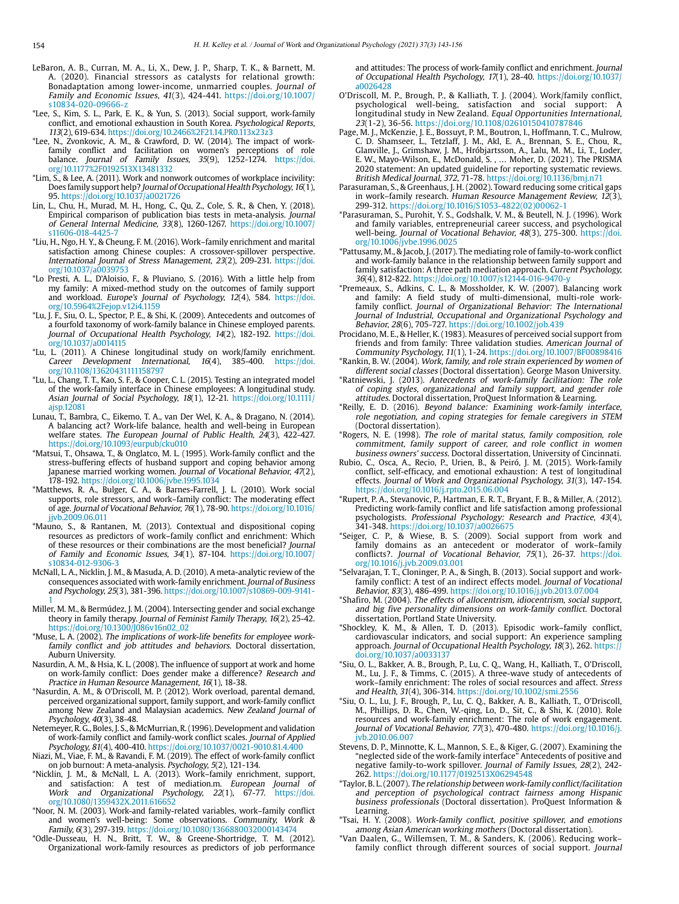LeBaron, A. B., Curran, M. A., Li, X., Dew, J. P., Sharp, T. K., & Barnett, M. A. (2020). Financial stressors as catalysts for relational growth: Bonadaptation among lower-income, unmarried couples. *Journal of Family and Economic Issues, 41*(3), 424-441. https://doi.org/10.1007/s10834-020-09666-z

*Lee, S., Kim, S. L., Park, E. K., & Yun, S. (2013). Social support, work-family conflict, and emotional exhaustion in South Korea. *Psychological Reports, 113*(2), 619-634. https://doi.org/10.2466%2F21.14.PR0.113x23z3

*Lee, N., Zvonkovic, A. M., & Crawford, D. W. (2014). The impact of work-family conflict and facilitation on women's perceptions of role balance. *Journal of Family Issues, 35*(9), 1252-1274. https://doi.org/10.1177%2F0192513X13481332

*Lim, S., & Lee, A. (2011). Work and nonwork outcomes of workplace incivility: Does family support help? *Journal of Occupational Health Psychology, 16*(1), 95. https://doi.org/10.1037/a0021726

Lin, L., Chu, H., Murad, M. H., Hong, C., Qu, Z., Cole, S. R., & Chen, Y. (2018). Empirical comparison of publication bias tests in meta-analysis. *Journal of General Internal Medicine, 33*(8), 1260-1267. https://doi.org/10.1007/s11606-018-4425-7

*Liu, H., Ngo, H. Y., & Cheung, F. M. (2016). Work–family enrichment and marital satisfaction among Chinese couples: A crossover-spillover perspective. *International Journal of Stress Management, 23*(2), 209-231. https://doi.org/10.1037/a0039753

*Lo Presti, A. L., D'Aloisio, F., & Pluviano, S. (2016). With a little help from my family: A mixed-method study on the outcomes of family support and workload. *Europe's Journal of Psychology, 12*(4), 584. https://doi.org/10.5964%2Fejop.v12i4.1159

*Lu, J. F., Siu, O. L., Spector, P. E., & Shi, K. (2009). Antecedents and outcomes of a fourfold taxonomy of work-family balance in Chinese employed parents. *Journal of Occupational Health Psychology, 14*(2), 182-192. https://doi.org/10.1037/a0014115

*Lu, L. (2011). A Chinese longitudinal study on work/family enrichment. *Career Development International, 16*(4), 385-400. https://doi.org/10.1108/13620431111158797

*Lu, L., Chang, T. T., Kao, S. F., & Cooper, C. L. (2015). Testing an integrated model of the work-family interface in Chinese employees: A longitudinal study. *Asian Journal of Social Psychology, 18*(1), 12-21. https://doi.org/10.1111/ajsp.12081

Lunau, T., Bambra, C., Eikemo, T. A., van Der Wel, K. A., & Dragano, N. (2014). A balancing act? Work-life balance, health and well-being in European welfare states. *The European Journal of Public Health, 24*(3), 422-427. https://doi.org/10.1093/eurpub/cku010

*Matsui, T., Ohsawa, T., & Onglatco, M. L. (1995). Work-family conflict and the stress-buffering effects of husband support and coping behavior among Japanese married working women. *Journal of Vocational Behavior, 47*(2), 178-192. https://doi.org/10.1006/jvbe.1995.1034

*Matthews, R. A., Bulger, C. A., & Barnes-Farrell, J. L. (2010). Work social supports, role stressors, and work–family conflict: The moderating effect of age. *Journal of Vocational Behavior, 76*(1), 78-90. https://doi.org/10.1016/jjvb.2009.06.011

*Mauno, S., & Rantanen, M. (2013). Contextual and dispositional coping resources as predictors of work–family conflict and enrichment: Which of these resources or their combinations are the most beneficial? *Journal of Family and Economic Issues, 34*(1), 87-104. https://doi.org/10.1007/s10834-012-9306-3

McNall, L. A., Nicklin, J. M., & Masuda, A. D. (2010). A meta-analytic review of the consequences associated with work-family enrichment. *Journal of Business and Psychology, 25*(3), 381-396. https://doi.org/10.1007/s10869-009-9141-1

Miller, M. M., & Bermúdez, J. M. (2004). Intersecting gender and social exchange theory in family therapy. *Journal of Feminist Family Therapy, 16*(2), 25-42. https://doi.org/10.1300/J086v16n02_02

*Muse, L. A. (2002). *The implications of work-life benefits for employee work-family conflict and job attitudes and behaviors.* Doctoral dissertation, Auburn University.

Nasurdin, A. M., & Hsia, K. L. (2008). The influence of support at work and home on work-family conflict: Does gender make a difference? *Research and Practice in Human Resource Management, 16*(1), 18-38.

*Nasurdin, A. M., & O'Driscoll, M. P. (2012). Work overload, parental demand, perceived organizational support, family support, and work-family conflict among New Zealand and Malaysian academics. *New Zealand Journal of Psychology, 40*(3), 38-48.

Netemeyer, R. G., Boles, J. S., & McMurrian, R. (1996). Development and validation of work-family conflict and family-work conflict scales. *Journal of Applied Psychology, 81*(4), 400-410. https://doi.org/10.1037/0021-9010.81.4.400

Niazi, M., Viae, F. M., & Ravandi, F. M. (2019). The effect of work-family conflict on job burnout: A meta-analysis. *Psychology, 5*(2), 121-134.

*Nicklin, J. M., & McNall, L. A. (2013). Work–family enrichment, support, and satisfaction: A test of mediation.m. *European Journal of Work and Organizational Psychology, 22*(1), 67-77. https://doi.org/10.1080/1359432X.2011.616652

*Noor, N. M. (2003). Work-and family-related variables, work–family conflict and women's well-being: Some observations. *Community, Work & Family, 6*(3), 297-319. https://doi.org/10.1080/1366880032000143474

*Odle-Dusseau, H. N., Britt, T. W., & Greene-Shortridge, T. M. (2012). Organizational work-family resources as predictors of job performance and attitudes: The process of work-family conflict and enrichment. *Journal of Occupational Health Psychology, 17*(1), 28-40. https://doi.org/10.1037/a0026428

O'Driscoll, M. P., Brough, P., & Kalliath, T. J. (2004). Work/family conflict, psychological well-being, satisfaction and social support: A longitudinal study in New Zealand. *Equal Opportunities International, 23*(1-2), 36-56. https://doi.org/10.1108/02610150410787846

Page, M. J., McKenzie, J. E., Bossuyt, P. M., Boutron, I., Hoffmann, T. C., Mulrow, C. D. Shamseer, L., Tetzlaff, J. M., Akl, E. A., Brennan, S. E., Chou, R., Glanville, J., Grimshaw, J. M., Hróbjartsson, A., Lalu, M. M., Li, T., Loder, E. W., Mayo-Wilson, E., McDonald, S. , … Moher, D. (2021). The PRISMA 2020 statement: An updated guideline for reporting systematic reviews. *British Medical Journal, 372*, 71-78. https://doi.org/10.1136/bmj.n71

Parasuraman, S., & Greenhaus, J. H. (2002). Toward reducing some critical gaps in work–family research. *Human Resource Management Review, 12*(3), 299-312. https://doi.org/10.1016/S1053-4822(02)00062-1

*Parasuraman, S., Purohit, Y. S., Godshalk, V. M., & Beutell, N. J. (1996). Work and family variables, entrepreneurial career success, and psychological well-being. *Journal of Vocational Behavior, 48*(3), 275-300. https://doi.org/10.1006/jvbe.1996.0025

*Pattusamy, M., & Jacob, J. (2017). The mediating role of family-to-work conflict and work-family balance in the relationship between family support and family satisfaction: A three path mediation approach. *Current Psychology, 36*(4), 812-822. https://doi.org/10.1007/s12144-016-9470-y

*Premeaux, S., Adkins, C. L., & Mossholder, K. W. (2007). Balancing work and family: A field study of multi-dimensional, multi-role work-family conflict. *Journal of Organizational Behavior: The International Journal of Industrial, Occupational and Organizational Psychology and Behavior, 28*(6), 705-727. https://doi.org/10.1002/job.439

Procidano, M. E., & Heller, K. (1983). Measures of perceived social support from friends and from family: Three validation studies. *American Journal of Community Psychology, 11*(1), 1-24. https://doi.org/10.1007/BF00898416

*Rankin, B. W. (2004). *Work, family, and role strain experienced by women of different social classes* (Doctoral dissertation). George Mason University.

*Ratniewski, J. (2013). *Antecedents of work-family facilitation: The role of coping styles, organizational and family support, and gender role attitudes.* Doctoral dissertation, ProQuest Information & Learning.

*Reilly, E. D. (2016). *Beyond balance: Examining work-family interface, role negotiation, and coping strategies for female caregivers in STEM* (Doctoral dissertation).

*Rogers, N. E. (1998). *The role of marital status, family composition, role commitment, family support of career, and role conflict in women business owners' success.* Doctoral dissertation, University of Cincinnati.

Rubio, C., Osca, A., Recio, P., Urien, B., & Peiró, J. M. (2015). Work-family conflict, self-efficacy, and emotional exhaustion: A test of longitudinal effects. *Journal of Work and Organizational Psychology, 31*(3), 147-154. https://doi.org/10.1016/j.rpto.2015.06.004

*Rupert, P. A., Stevanovic, P., Hartman, E. R. T., Bryant, F. B., & Miller, A. (2012). Predicting work-family conflict and life satisfaction among professional psychologists. *Professional Psychology: Research and Practice, 43*(4), 341-348. https://doi.org/10.1037/a0026675

*Seiger, C. P., & Wiese, B. S. (2009). Social support from work and family domains as an antecedent or moderator of work–family conflicts?. *Journal of Vocational Behavior, 75*(1), 26-37. https://doi.org/10.1016/j.jvb.2009.03.001

*Selvarajan, T. T., Cloninger, P. A., & Singh, B. (2013). Social support and work-family conflict: A test of an indirect effects model. *Journal of Vocational Behavior, 83*(3), 486-499. https://doi.org/10.1016/j.jvb.2013.07.004

*Shafiro, M. (2004). *The effects of allocentrism, idiocentrism, social support, and big five personality dimensions on work-family conflict.* Doctoral dissertation, Portland State University.

*Shockley, K. M., & Allen, T. D. (2013). Episodic work–family conflict, cardiovascular indicators, and social support: An experience sampling approach. *Journal of Occupational Health Psychology, 18*(3), 262. https://doi.org/10.1037/a0033137

*Siu, O. L., Bakker, A. B., Brough, P., Lu, C. Q., Wang, H., Kalliath, T., O'Driscoll, M., Lu, J. F., & Timms, C. (2015). A three-wave study of antecedents of work–family enrichment: The roles of social resources and affect. *Stress and Health, 31*(4), 306-314. https://doi.org/10.1002/smi.2556

*Siu, O. L., Lu, J. F., Brough, P., Lu, C. Q., Bakker, A. B., Kalliath, T., O'Driscoll, M., Phillips, D. R., Chen, W.-qing, Lo, D., Sit, C., & Shi, K. (2010). Role resources and work-family enrichment: The role of work engagement. *Journal of Vocational Behavior, 77*(3), 470-480. https://doi.org/10.1016/j.jvb.2010.06.007

Stevens, D. P., Minnotte, K. L., Mannon, S. E., & Kiger, G. (2007). Examining the "neglected side of the work-family interface" Antecedents of positive and negative family-to-work spillover. *Journal of Family Issues, 28*(2), 242-262. https://doi.org/10.1177/0192513X06294548

*Taylor, B. L. (2007). *The relationship between work-family conflict/facilitation and perception of psychological contract fairness among Hispanic business professionals* (Doctoral dissertation). ProQuest Information & Learning.

*Tsai, H. Y. (2008). *Work-family conflict, positive spillover, and emotions among Asian American working mothers* (Doctoral dissertation).

*Van Daalen, G., Willemsen, T. M., & Sanders, K. (2006). Reducing work–family conflict through different sources of social support. *Journal*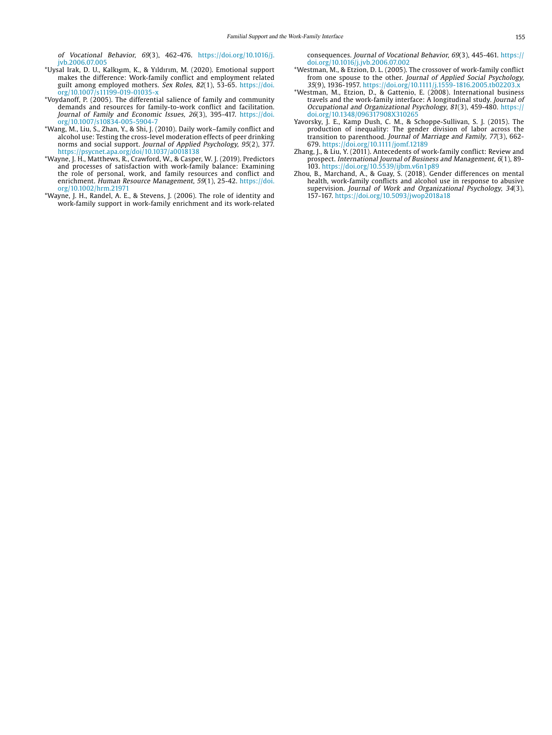of Vocational Behavior, 69(3), 462-476. https://doi.org/10.1016/j.jvb.2006.07.005

*Uysal Irak, D. U., Kalkışım, K., & Yıldırım, M. (2020). Emotional support makes the difference: Work-family conflict and employment related guilt among employed mothers. *Sex Roles, 82*(1), 53-65. https://doi.org/10.1007/s11199-019-01035-x

*Voydanoff, P. (2005). The differential salience of family and community demands and resources for family-to-work conflict and facilitation. *Journal of Family and Economic Issues, 26*(3), 395-417. https://doi.org/10.1007/s10834-005-5904-7

*Wang, M., Liu, S., Zhan, Y., & Shi, J. (2010). Daily work–family conflict and alcohol use: Testing the cross-level moderation effects of peer drinking norms and social support. *Journal of Applied Psychology, 95*(2), 377. https://psycnet.apa.org/doi/10.1037/a0018138

*Wayne, J. H., Matthews, R., Crawford, W., & Casper, W. J. (2019). Predictors and processes of satisfaction with work-family balance: Examining the role of personal, work, and family resources and conflict and enrichment. *Human Resource Management, 59*(1), 25-42. https://doi.org/10.1002/hrm.21971

*Wayne, J. H., Randel, A. E., & Stevens, J. (2006). The role of identity and work-family support in work-family enrichment and its work-related consequences. *Journal of Vocational Behavior, 69*(3), 445-461. https://doi.org/10.1016/j.jvb.2006.07.002

*Westman, M., & Etzion, D. L. (2005). The crossover of work-family conflict from one spouse to the other. *Journal of Applied Social Psychology, 35*(9), 1936-1957. https://doi.org/10.1111/j.1559-1816.2005.tb02203.x

*Westman, M., Etzion, D., & Gattenio, E. (2008). International business travels and the work-family interface: A longitudinal study. *Journal of Occupational and Organizational Psychology, 81*(3), 459-480. https://doi.org/10.1348/096317908X310265

Yavorsky, J. E., Kamp Dush, C. M., & Schoppe-Sullivan, S. J. (2015). The production of inequality: The gender division of labor across the transition to parenthood. *Journal of Marriage and Family, 77*(3), 662-679. https://doi.org/10.1111/jomf.12189

Zhang, J., & Liu, Y. (2011). Antecedents of work-family conflict: Review and prospect. *International Journal of Business and Management, 6*(1), 89-103. https://doi.org/10.5539/ijbm.v6n1p89

Zhou, B., Marchand, A., & Guay, S. (2018). Gender differences on mental health, work-family conflicts and alcohol use in response to abusive supervision. *Journal of Work and Organizational Psychology, 34*(3), 157-167. https://doi.org/10.5093/jwop2018a18